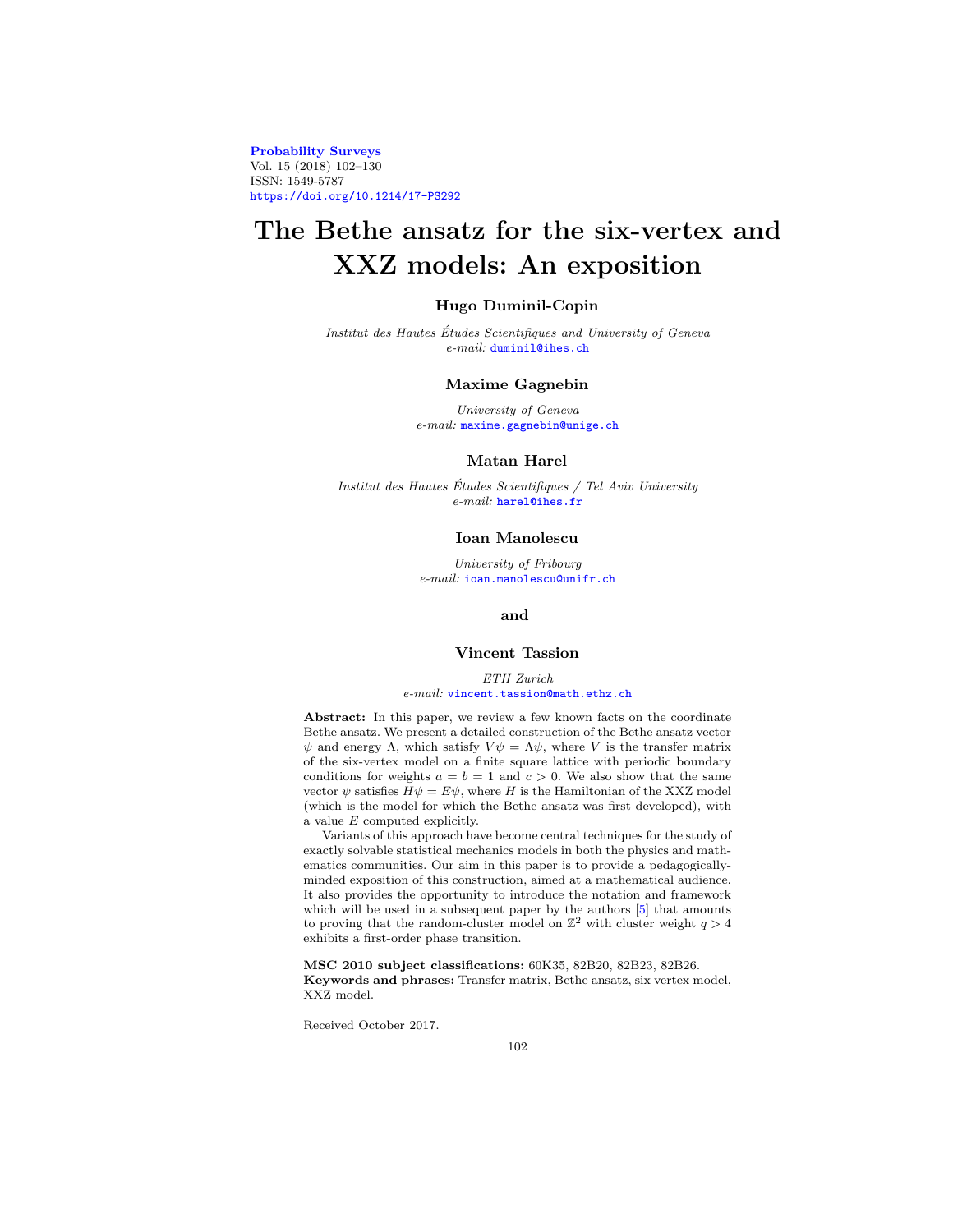Probability Surveys
Vol. 15 (2018) 102–130
ISSN: 1549-5787
https://doi.org/10.1214/17-PS292

# The Bethe ansatz for the six-vertex and XXZ models: An exposition

**Hugo Duminil-Copin**

*Institut des Hautes Études Scientifiques and University of Geneva*
*e-mail:* duminil@ihes.ch

**Maxime Gagnebin**

*University of Geneva*
*e-mail:* maxime.gagnebin@unige.ch

**Matan Harel**

*Institut des Hautes Études Scientifiques / Tel Aviv University*
*e-mail:* harel@ihes.fr

**Ioan Manolescu**

*University of Fribourg*
*e-mail:* ioan.manolescu@unifr.ch

**and**

**Vincent Tassion**

*ETH Zurich*
*e-mail:* vincent.tassion@math.ethz.ch

**Abstract:** In this paper, we review a few known facts on the coordinate Bethe ansatz. We present a detailed construction of the Bethe ansatz vector $\psi$ and energy $\Lambda$, which satisfy $V\psi = \Lambda\psi$, where $V$ is the transfer matrix of the six-vertex model on a finite square lattice with periodic boundary conditions for weights $a = b = 1$ and $c > 0$. We also show that the same vector $\psi$ satisfies $H\psi = E\psi$, where $H$ is the Hamiltonian of the XXZ model (which is the model for which the Bethe ansatz was first developed), with a value $E$ computed explicitly.

Variants of this approach have become central techniques for the study of exactly solvable statistical mechanics models in both the physics and mathematics communities. Our aim in this paper is to provide a pedagogically-minded exposition of this construction, aimed at a mathematical audience. It also provides the opportunity to introduce the notation and framework which will be used in a subsequent paper by the authors [5] that amounts to proving that the random-cluster model on $\mathbb{Z}^2$ with cluster weight $q > 4$ exhibits a first-order phase transition.

**MSC 2010 subject classifications:** 60K35, 82B20, 82B23, 82B26.
**Keywords and phrases:** Transfer matrix, Bethe ansatz, six vertex model, XXZ model.

Received October 2017.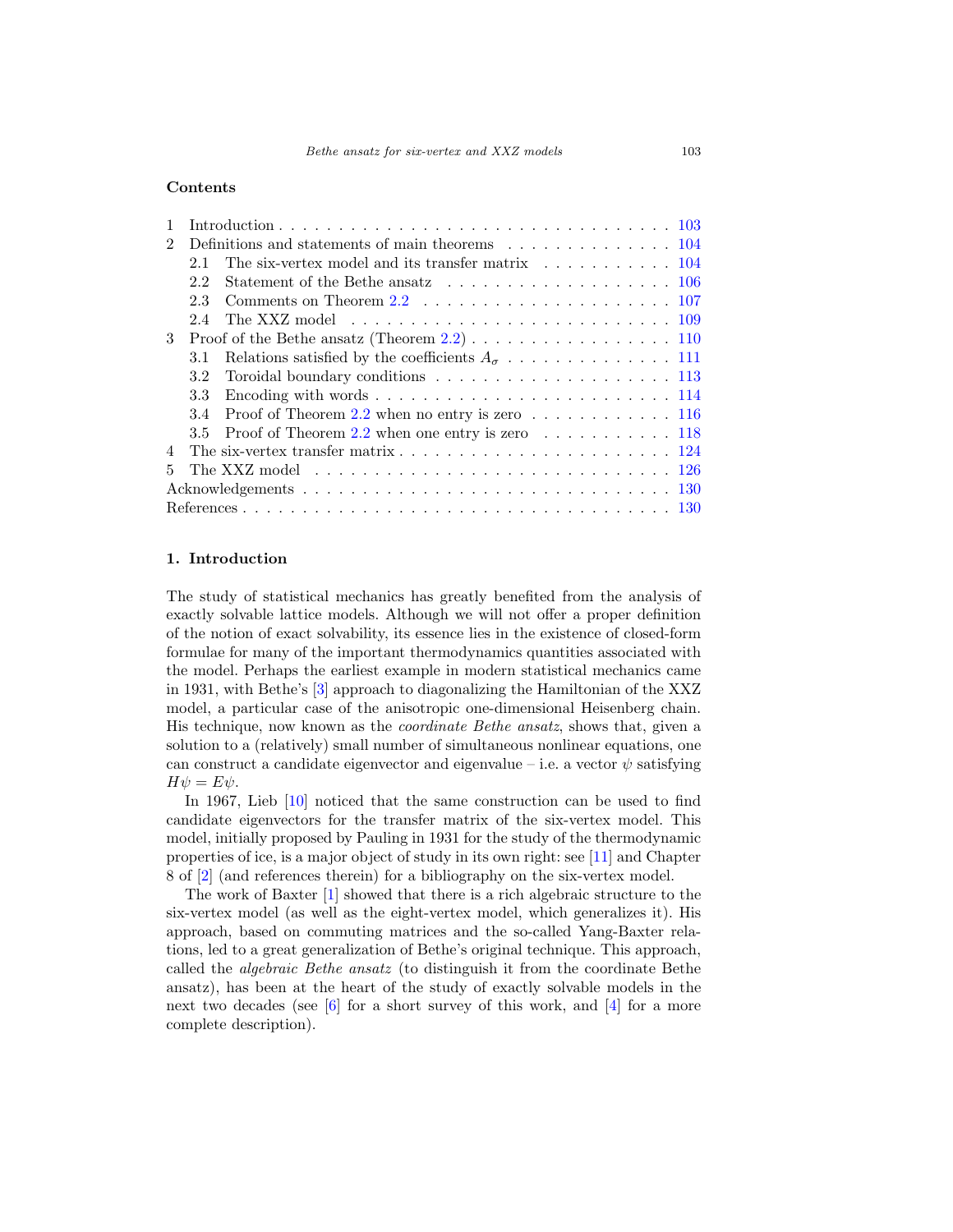## Contents

1 Introduction . . . . . . . . . . . . . . . . . . . . . . . . . . . . . . . . . . 103
2 Definitions and statements of main theorems . . . . . . . . . . . . . . 104
  2.1 The six-vertex model and its transfer matrix . . . . . . . . . . . 104
  2.2 Statement of the Bethe ansatz . . . . . . . . . . . . . . . . . . . 106
  2.3 Comments on Theorem 2.2 . . . . . . . . . . . . . . . . . . . . . 107
  2.4 The XXZ model . . . . . . . . . . . . . . . . . . . . . . . . . . 109
3 Proof of the Bethe ansatz (Theorem 2.2) . . . . . . . . . . . . . . . . . 110
  3.1 Relations satisfied by the coefficients $A_\sigma$ . . . . . . . . . . . . . . 111
  3.2 Toroidal boundary conditions . . . . . . . . . . . . . . . . . . . 113
  3.3 Encoding with words . . . . . . . . . . . . . . . . . . . . . . . . 114
  3.4 Proof of Theorem 2.2 when no entry is zero . . . . . . . . . . . . 116
  3.5 Proof of Theorem 2.2 when one entry is zero . . . . . . . . . . . 118
4 The six-vertex transfer matrix . . . . . . . . . . . . . . . . . . . . . . . 124
5 The XXZ model . . . . . . . . . . . . . . . . . . . . . . . . . . . . . . 126
Acknowledgements . . . . . . . . . . . . . . . . . . . . . . . . . . . . . . 130
References . . . . . . . . . . . . . . . . . . . . . . . . . . . . . . . . . . 130

## 1. Introduction

The study of statistical mechanics has greatly benefited from the analysis of exactly solvable lattice models. Although we will not offer a proper definition of the notion of exact solvability, its essence lies in the existence of closed-form formulae for many of the important thermodynamics quantities associated with the model. Perhaps the earliest example in modern statistical mechanics came in 1931, with Bethe's [3] approach to diagonalizing the Hamiltonian of the XXZ model, a particular case of the anisotropic one-dimensional Heisenberg chain. His technique, now known as the *coordinate Bethe ansatz*, shows that, given a solution to a (relatively) small number of simultaneous nonlinear equations, one can construct a candidate eigenvector and eigenvalue – i.e. a vector $\psi$ satisfying $H\psi = E\psi$.

In 1967, Lieb [10] noticed that the same construction can be used to find candidate eigenvectors for the transfer matrix of the six-vertex model. This model, initially proposed by Pauling in 1931 for the study of the thermodynamic properties of ice, is a major object of study in its own right: see [11] and Chapter 8 of [2] (and references therein) for a bibliography on the six-vertex model.

The work of Baxter [1] showed that there is a rich algebraic structure to the six-vertex model (as well as the eight-vertex model, which generalizes it). His approach, based on commuting matrices and the so-called Yang-Baxter relations, led to a great generalization of Bethe's original technique. This approach, called the *algebraic Bethe ansatz* (to distinguish it from the coordinate Bethe ansatz), has been at the heart of the study of exactly solvable models in the next two decades (see [6] for a short survey of this work, and [4] for a more complete description).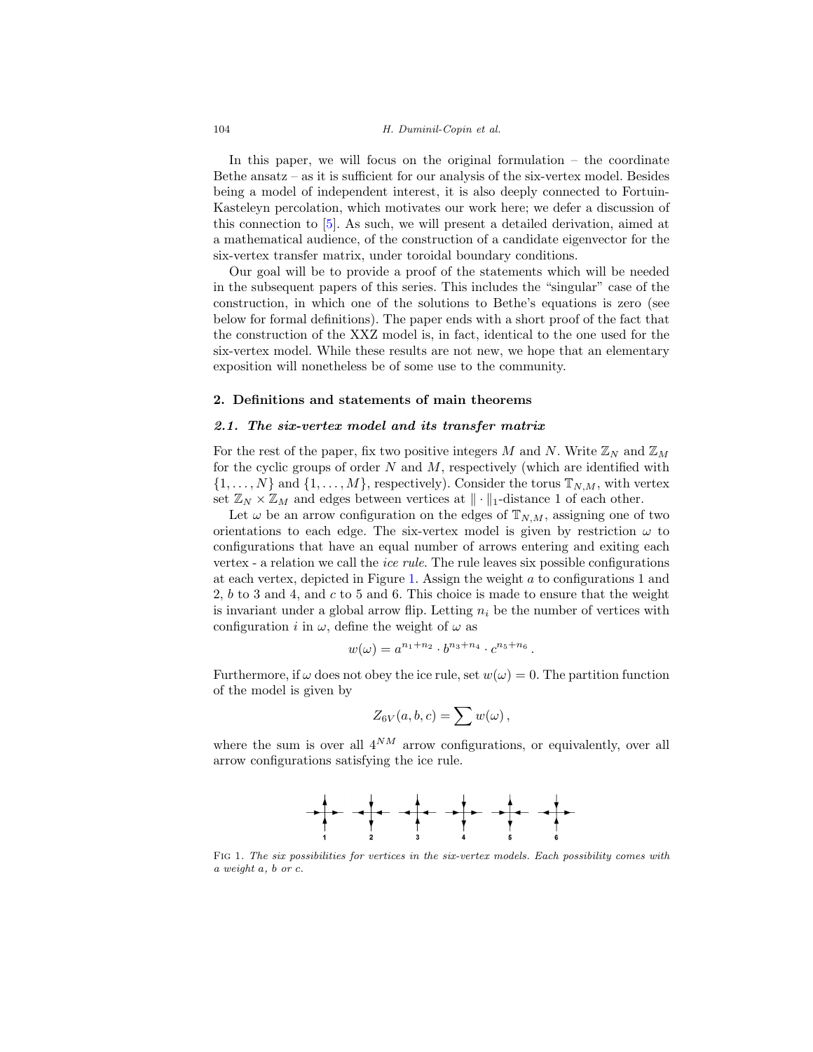In this paper, we will focus on the original formulation – the coordinate Bethe ansatz – as it is sufficient for our analysis of the six-vertex model. Besides being a model of independent interest, it is also deeply connected to Fortuin-Kasteleyn percolation, which motivates our work here; we defer a discussion of this connection to [5]. As such, we will present a detailed derivation, aimed at a mathematical audience, of the construction of a candidate eigenvector for the six-vertex transfer matrix, under toroidal boundary conditions.

Our goal will be to provide a proof of the statements which will be needed in the subsequent papers of this series. This includes the "singular" case of the construction, in which one of the solutions to Bethe's equations is zero (see below for formal definitions). The paper ends with a short proof of the fact that the construction of the XXZ model is, in fact, identical to the one used for the six-vertex model. While these results are not new, we hope that an elementary exposition will nonetheless be of some use to the community.

## 2. Definitions and statements of main theorems

### 2.1. The six-vertex model and its transfer matrix

For the rest of the paper, fix two positive integers $M$ and $N$. Write $\mathbb{Z}_N$ and $\mathbb{Z}_M$ for the cyclic groups of order $N$ and $M$, respectively (which are identified with $\{1, \dots, N\}$ and $\{1, \dots, M\}$, respectively). Consider the torus $\mathbb{T}_{N,M}$, with vertex set $\mathbb{Z}_N \times \mathbb{Z}_M$ and edges between vertices at $\|\cdot\|_1$-distance 1 of each other.

Let $\omega$ be an arrow configuration on the edges of $\mathbb{T}_{N,M}$, assigning one of two orientations to each edge. The six-vertex model is given by restriction $\omega$ to configurations that have an equal number of arrows entering and exiting each vertex - a relation we call the *ice rule*. The rule leaves six possible configurations at each vertex, depicted in Figure 1. Assign the weight $a$ to configurations 1 and 2, $b$ to 3 and 4, and $c$ to 5 and 6. This choice is made to ensure that the weight is invariant under a global arrow flip. Letting $n_i$ be the number of vertices with configuration $i$ in $\omega$, define the weight of $\omega$ as

$$w(\omega) = a^{n_1+n_2} \cdot b^{n_3+n_4} \cdot c^{n_5+n_6}\,.$$

Furthermore, if $\omega$ does not obey the ice rule, set $w(\omega) = 0$. The partition function of the model is given by

$$Z_{6V}(a, b, c) = \sum w(\omega)\,,$$

where the sum is over all $4^{NM}$ arrow configurations, or equivalently, over all arrow configurations satisfying the ice rule.

FIG 1. *The six possibilities for vertices in the six-vertex models. Each possibility comes with a weight $a$, $b$ or $c$.*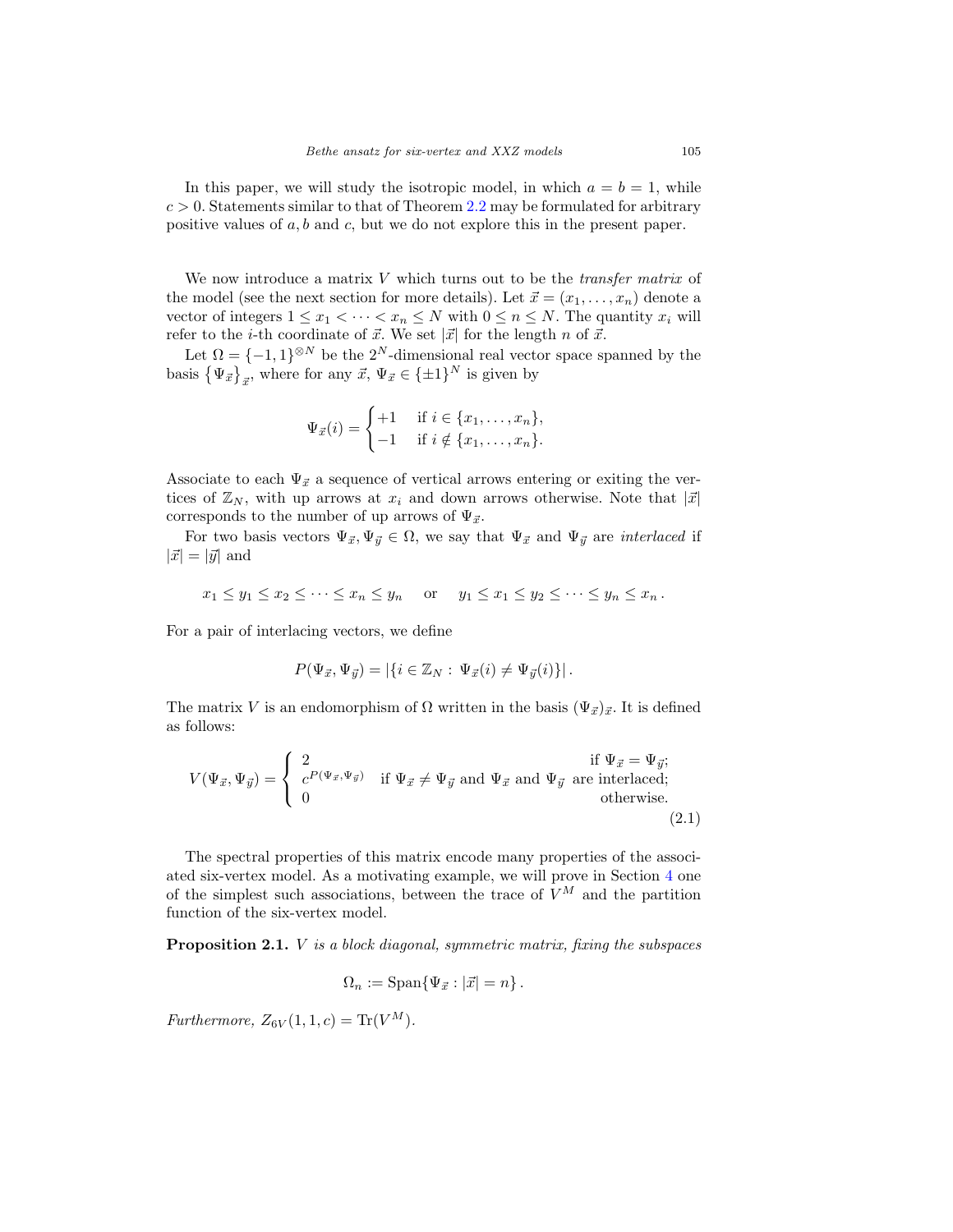In this paper, we will study the isotropic model, in which $a = b = 1$, while $c > 0$. Statements similar to that of Theorem 2.2 may be formulated for arbitrary positive values of $a, b$ and $c$, but we do not explore this in the present paper.

We now introduce a matrix $V$ which turns out to be the *transfer matrix* of the model (see the next section for more details). Let $\vec{x} = (x_1, \ldots, x_n)$ denote a vector of integers $1 \leq x_1 < \cdots < x_n \leq N$ with $0 \leq n \leq N$. The quantity $x_i$ will refer to the $i$-th coordinate of $\vec{x}$. We set $|\vec{x}|$ for the length $n$ of $\vec{x}$.

Let $\Omega = \{-1, 1\}^{\otimes N}$ be the $2^N$-dimensional real vector space spanned by the basis $\{\Psi_{\vec{x}}\}_{\vec{x}}$, where for any $\vec{x}$, $\Psi_{\vec{x}} \in \{\pm 1\}^N$ is given by

$$\Psi_{\vec{x}}(i) = \begin{cases} +1 & \text{if } i \in \{x_1, \ldots, x_n\}, \\ -1 & \text{if } i \notin \{x_1, \ldots, x_n\}. \end{cases}$$

Associate to each $\Psi_{\vec{x}}$ a sequence of vertical arrows entering or exiting the vertices of $\mathbb{Z}_N$, with up arrows at $x_i$ and down arrows otherwise. Note that $|\vec{x}|$ corresponds to the number of up arrows of $\Psi_{\vec{x}}$.

For two basis vectors $\Psi_{\vec{x}}, \Psi_{\vec{y}} \in \Omega$, we say that $\Psi_{\vec{x}}$ and $\Psi_{\vec{y}}$ are *interlaced* if $|\vec{x}| = |\vec{y}|$ and

$$x_1 \leq y_1 \leq x_2 \leq \cdots \leq x_n \leq y_n \quad \text{or} \quad y_1 \leq x_1 \leq y_2 \leq \cdots \leq y_n \leq x_n\,.$$

For a pair of interlacing vectors, we define

$$P(\Psi_{\vec{x}}, \Psi_{\vec{y}}) = |\{i \in \mathbb{Z}_N : \Psi_{\vec{x}}(i) \neq \Psi_{\vec{y}}(i)\}|\,.$$

The matrix $V$ is an endomorphism of $\Omega$ written in the basis $(\Psi_{\vec{x}})_{\vec{x}}$. It is defined as follows:

$$V(\Psi_{\vec{x}}, \Psi_{\vec{y}}) = \begin{cases} 2 & \text{if } \Psi_{\vec{x}} = \Psi_{\vec{y}}; \\ c^{P(\Psi_{\vec{x}}, \Psi_{\vec{y}})} & \text{if } \Psi_{\vec{x}} \neq \Psi_{\vec{y}} \text{ and } \Psi_{\vec{x}} \text{ and } \Psi_{\vec{y}} \text{ are interlaced}; \\ 0 & \text{otherwise.} \end{cases} \tag{2.1}$$

The spectral properties of this matrix encode many properties of the associated six-vertex model. As a motivating example, we will prove in Section 4 one of the simplest such associations, between the trace of $V^M$ and the partition function of the six-vertex model.

**Proposition 2.1.** *$V$ is a block diagonal, symmetric matrix, fixing the subspaces*

$$\Omega_n := \text{Span}\{\Psi_{\vec{x}} : |\vec{x}| = n\}\,.$$

*Furthermore, $Z_{6V}(1, 1, c) = \text{Tr}(V^M)$.*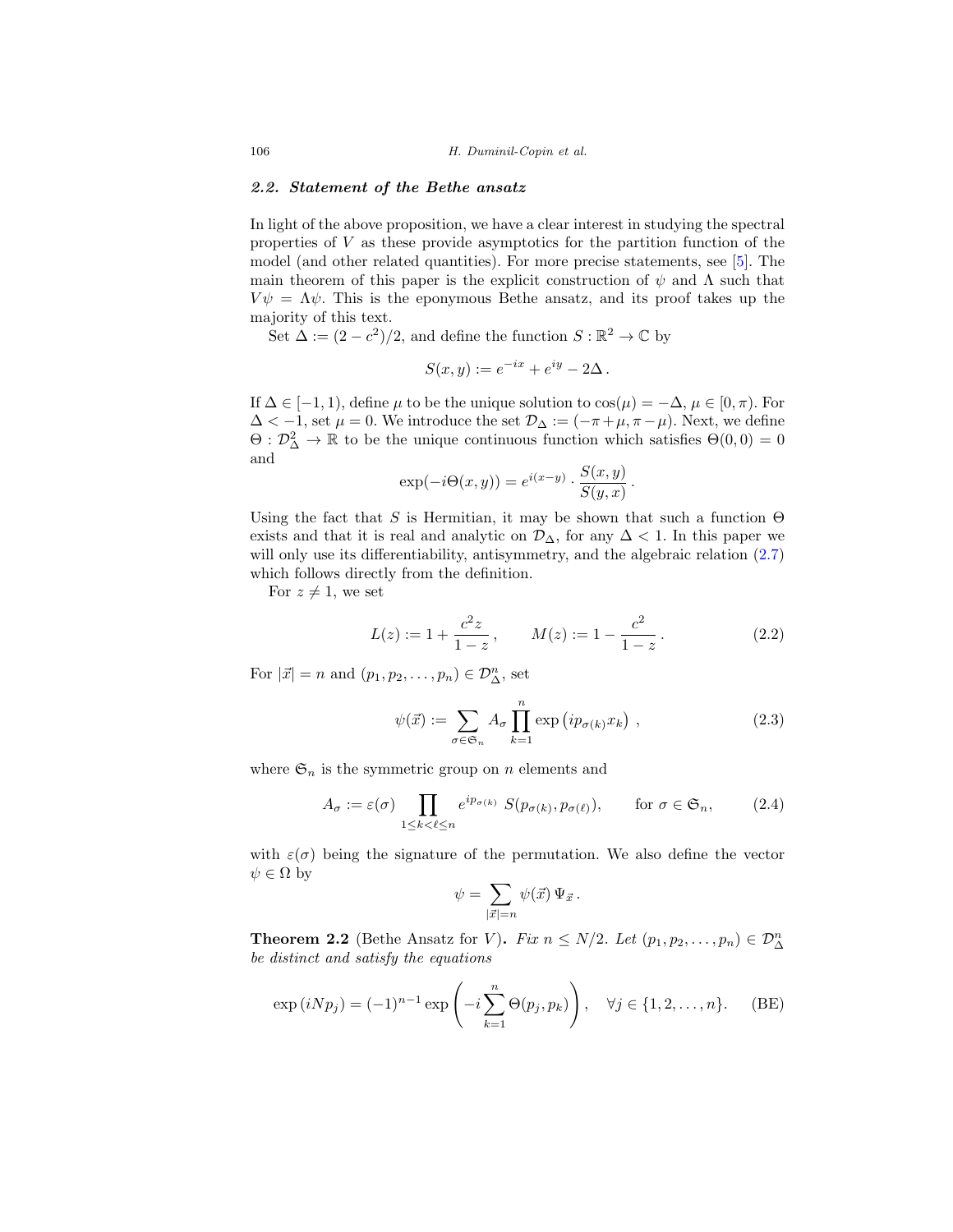### 2.2. Statement of the Bethe ansatz

In light of the above proposition, we have a clear interest in studying the spectral properties of $V$ as these provide asymptotics for the partition function of the model (and other related quantities). For more precise statements, see [5]. The main theorem of this paper is the explicit construction of $\psi$ and $\Lambda$ such that $V\psi = \Lambda\psi$. This is the eponymous Bethe ansatz, and its proof takes up the majority of this text.

Set $\Delta := (2 - c^2)/2$, and define the function $S : \mathbb{R}^2 \to \mathbb{C}$ by

$$S(x, y) := e^{-ix} + e^{iy} - 2\Delta\,.$$

If $\Delta \in [-1, 1)$, define $\mu$ to be the unique solution to $\cos(\mu) = -\Delta$, $\mu \in [0, \pi)$. For $\Delta < -1$, set $\mu = 0$. We introduce the set $\mathcal{D}_\Delta := (-\pi + \mu, \pi - \mu)$. Next, we define $\Theta : \mathcal{D}_\Delta^2 \to \mathbb{R}$ to be the unique continuous function which satisfies $\Theta(0, 0) = 0$ and

$$\exp(-i\Theta(x, y)) = e^{i(x-y)} \cdot \frac{S(x, y)}{S(y, x)}\,.$$

Using the fact that $S$ is Hermitian, it may be shown that such a function $\Theta$ exists and that it is real and analytic on $\mathcal{D}_\Delta$, for any $\Delta < 1$. In this paper we will only use its differentiability, antisymmetry, and the algebraic relation (2.7) which follows directly from the definition.

For $z \neq 1$, we set

$$L(z) := 1 + \frac{c^2 z}{1 - z}\,, \qquad M(z) := 1 - \frac{c^2}{1 - z}\,. \tag{2.2}$$

For $|\vec{x}| = n$ and $(p_1, p_2, \ldots, p_n) \in \mathcal{D}_\Delta^n$, set

$$\psi(\vec{x}) := \sum_{\sigma \in \mathfrak{S}_n} A_\sigma \prod_{k=1}^{n} \exp\left(ip_{\sigma(k)} x_k\right)\,, \tag{2.3}$$

where $\mathfrak{S}_n$ is the symmetric group on $n$ elements and

$$A_\sigma := \varepsilon(\sigma) \prod_{1 \le k < \ell \le n} e^{ip_{\sigma(k)}}\; S(p_{\sigma(k)}, p_{\sigma(\ell)}), \qquad \text{for } \sigma \in \mathfrak{S}_n, \tag{2.4}$$

with $\varepsilon(\sigma)$ being the signature of the permutation. We also define the vector $\psi \in \Omega$ by

$$\psi = \sum_{|\vec{x}|=n} \psi(\vec{x})\, \Psi_{\vec{x}}\,.$$

**Theorem 2.2** (Bethe Ansatz for $V$)**.** *Fix $n \le N/2$. Let $(p_1, p_2, \ldots, p_n) \in \mathcal{D}_\Delta^n$ be distinct and satisfy the equations*

$$\exp\left(iNp_j\right) = (-1)^{n-1} \exp\left(-i \sum_{k=1}^{n} \Theta(p_j, p_k)\right), \quad \forall j \in \{1, 2, \ldots, n\}. \tag{BE}$$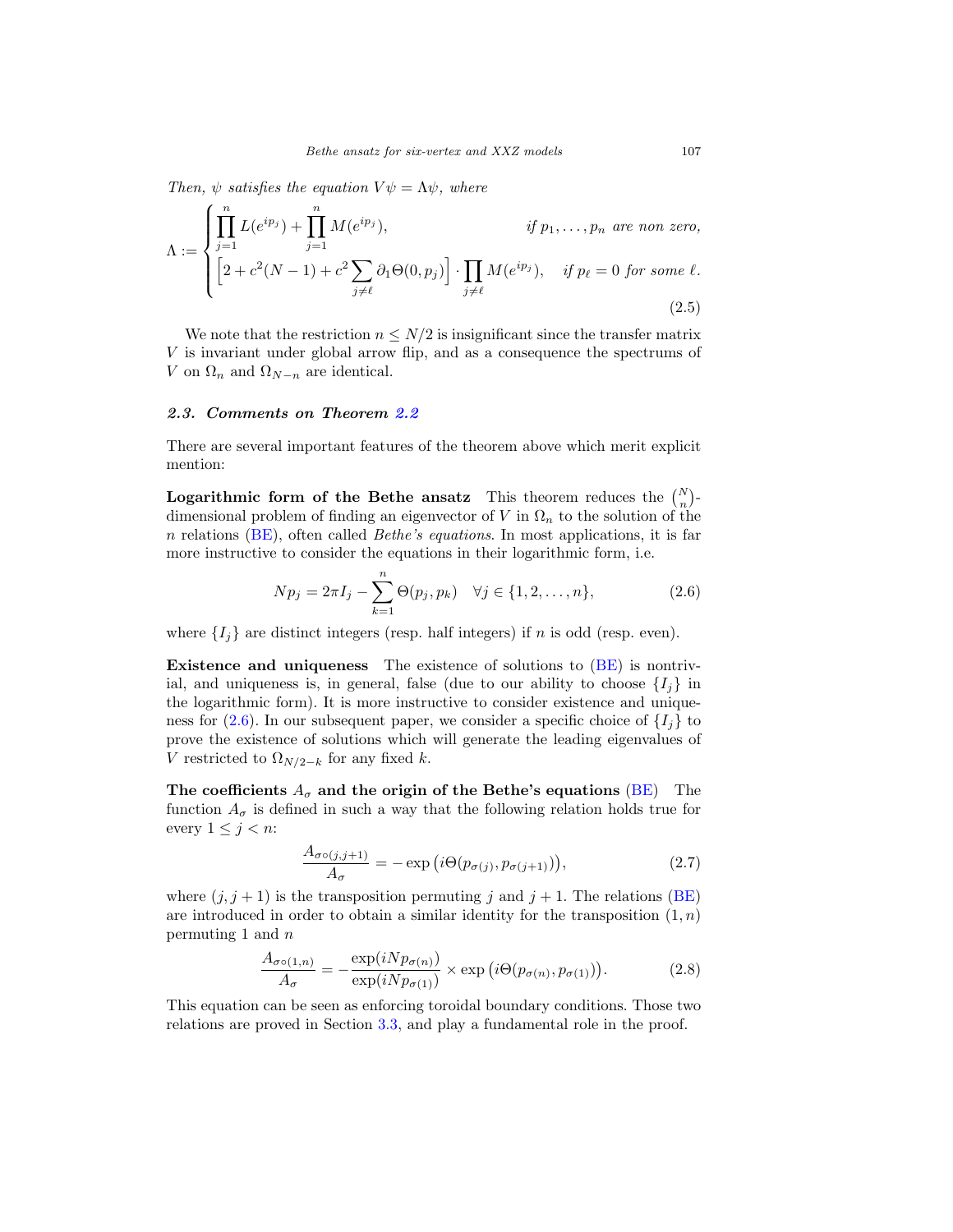*Then, $\psi$ satisfies the equation $V\psi = \Lambda\psi$, where*

$$\Lambda := \begin{cases} \displaystyle\prod_{j=1}^{n} L(e^{ip_j}) + \prod_{j=1}^{n} M(e^{ip_j}), & \text{if } p_1, \ldots, p_n \text{ are non zero,} \\ \displaystyle\Big[2 + c^2(N-1) + c^2 \sum_{j \neq \ell} \partial_1 \Theta(0, p_j)\Big] \cdot \prod_{j \neq \ell} M(e^{ip_j}), & \text{if } p_\ell = 0 \text{ for some } \ell. \end{cases} \tag{2.5}$$

We note that the restriction $n \leq N/2$ is insignificant since the transfer matrix $V$ is invariant under global arrow flip, and as a consequence the spectrums of $V$ on $\Omega_n$ and $\Omega_{N-n}$ are identical.

### 2.3. Comments on Theorem 2.2

There are several important features of the theorem above which merit explicit mention:

**Logarithmic form of the Bethe ansatz** This theorem reduces the $\binom{N}{n}$-dimensional problem of finding an eigenvector of $V$ in $\Omega_n$ to the solution of the $n$ relations (BE), often called *Bethe's equations*. In most applications, it is far more instructive to consider the equations in their logarithmic form, i.e.

$$Np_j = 2\pi I_j - \sum_{k=1}^{n} \Theta(p_j, p_k) \quad \forall j \in \{1, 2, \ldots, n\}, \tag{2.6}$$

where $\{I_j\}$ are distinct integers (resp. half integers) if $n$ is odd (resp. even).

**Existence and uniqueness** The existence of solutions to (BE) is nontrivial, and uniqueness is, in general, false (due to our ability to choose $\{I_j\}$ in the logarithmic form). It is more instructive to consider existence and uniqueness for (2.6). In our subsequent paper, we consider a specific choice of $\{I_j\}$ to prove the existence of solutions which will generate the leading eigenvalues of $V$ restricted to $\Omega_{N/2-k}$ for any fixed $k$.

**The coefficients $A_\sigma$ and the origin of the Bethe's equations (BE)** The function $A_\sigma$ is defined in such a way that the following relation holds true for every $1 \leq j < n$:

$$\frac{A_{\sigma\circ(j,j+1)}}{A_\sigma} = -\exp\big(i\Theta(p_{\sigma(j)}, p_{\sigma(j+1)})\big), \tag{2.7}$$

where $(j, j+1)$ is the transposition permuting $j$ and $j+1$. The relations (BE) are introduced in order to obtain a similar identity for the transposition $(1, n)$ permuting 1 and $n$

$$\frac{A_{\sigma\circ(1,n)}}{A_\sigma} = -\frac{\exp(iNp_{\sigma(n)})}{\exp(iNp_{\sigma(1)})} \times \exp\big(i\Theta(p_{\sigma(n)}, p_{\sigma(1)})\big). \tag{2.8}$$

This equation can be seen as enforcing toroidal boundary conditions. Those two relations are proved in Section 3.3, and play a fundamental role in the proof.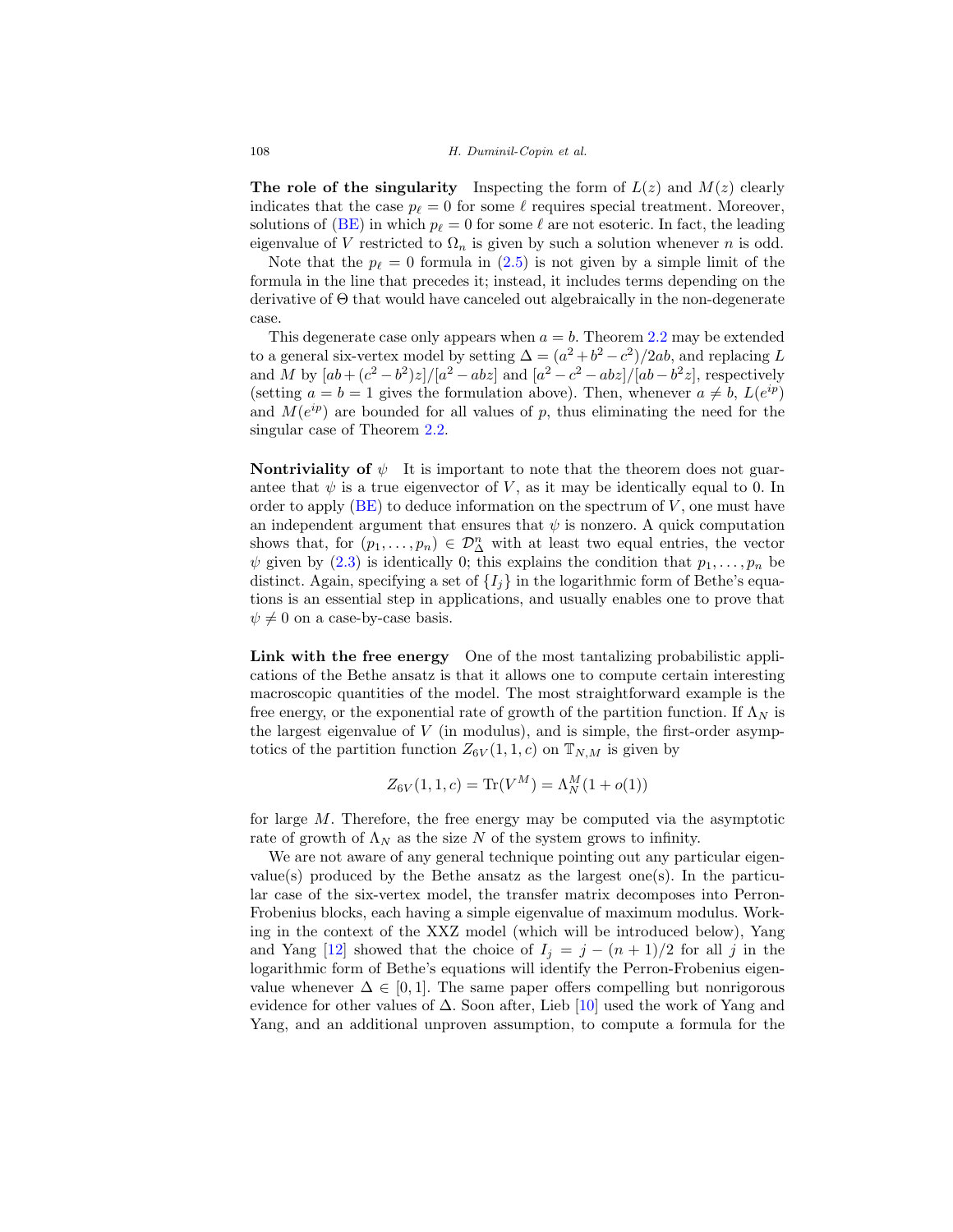**The role of the singularity** Inspecting the form of $L(z)$ and $M(z)$ clearly indicates that the case $p_\ell = 0$ for some $\ell$ requires special treatment. Moreover, solutions of (BE) in which $p_\ell = 0$ for some $\ell$ are not esoteric. In fact, the leading eigenvalue of $V$ restricted to $\Omega_n$ is given by such a solution whenever $n$ is odd.

Note that the $p_\ell = 0$ formula in (2.5) is not given by a simple limit of the formula in the line that precedes it; instead, it includes terms depending on the derivative of $\Theta$ that would have canceled out algebraically in the non-degenerate case.

This degenerate case only appears when $a = b$. Theorem 2.2 may be extended to a general six-vertex model by setting $\Delta = (a^2 + b^2 - c^2)/2ab$, and replacing $L$ and $M$ by $[ab + (c^2 - b^2)z]/[a^2 - abz]$ and $[a^2 - c^2 - abz]/[ab - b^2 z]$, respectively (setting $a = b = 1$ gives the formulation above). Then, whenever $a \neq b$, $L(e^{ip})$ and $M(e^{ip})$ are bounded for all values of $p$, thus eliminating the need for the singular case of Theorem 2.2.

**Nontriviality of $\psi$** It is important to note that the theorem does not guarantee that $\psi$ is a true eigenvector of $V$, as it may be identically equal to 0. In order to apply (BE) to deduce information on the spectrum of $V$, one must have an independent argument that ensures that $\psi$ is nonzero. A quick computation shows that, for $(p_1, \dots, p_n) \in \mathcal{D}_\Delta^n$ with at least two equal entries, the vector $\psi$ given by (2.3) is identically 0; this explains the condition that $p_1, \dots, p_n$ be distinct. Again, specifying a set of $\{I_j\}$ in the logarithmic form of Bethe's equations is an essential step in applications, and usually enables one to prove that $\psi \neq 0$ on a case-by-case basis.

**Link with the free energy** One of the most tantalizing probabilistic applications of the Bethe ansatz is that it allows one to compute certain interesting macroscopic quantities of the model. The most straightforward example is the free energy, or the exponential rate of growth of the partition function. If $\Lambda_N$ is the largest eigenvalue of $V$ (in modulus), and is simple, the first-order asymptotics of the partition function $Z_{6V}(1,1,c)$ on $\mathbb{T}_{N,M}$ is given by

$$Z_{6V}(1,1,c) = \mathrm{Tr}(V^M) = \Lambda_N^M (1 + o(1))$$

for large $M$. Therefore, the free energy may be computed via the asymptotic rate of growth of $\Lambda_N$ as the size $N$ of the system grows to infinity.

We are not aware of any general technique pointing out any particular eigenvalue(s) produced by the Bethe ansatz as the largest one(s). In the particular case of the six-vertex model, the transfer matrix decomposes into Perron-Frobenius blocks, each having a simple eigenvalue of maximum modulus. Working in the context of the XXZ model (which will be introduced below), Yang and Yang [12] showed that the choice of $I_j = j - (n+1)/2$ for all $j$ in the logarithmic form of Bethe's equations will identify the Perron-Frobenius eigenvalue whenever $\Delta \in [0,1]$. The same paper offers compelling but nonrigorous evidence for other values of $\Delta$. Soon after, Lieb [10] used the work of Yang and Yang, and an additional unproven assumption, to compute a formula for the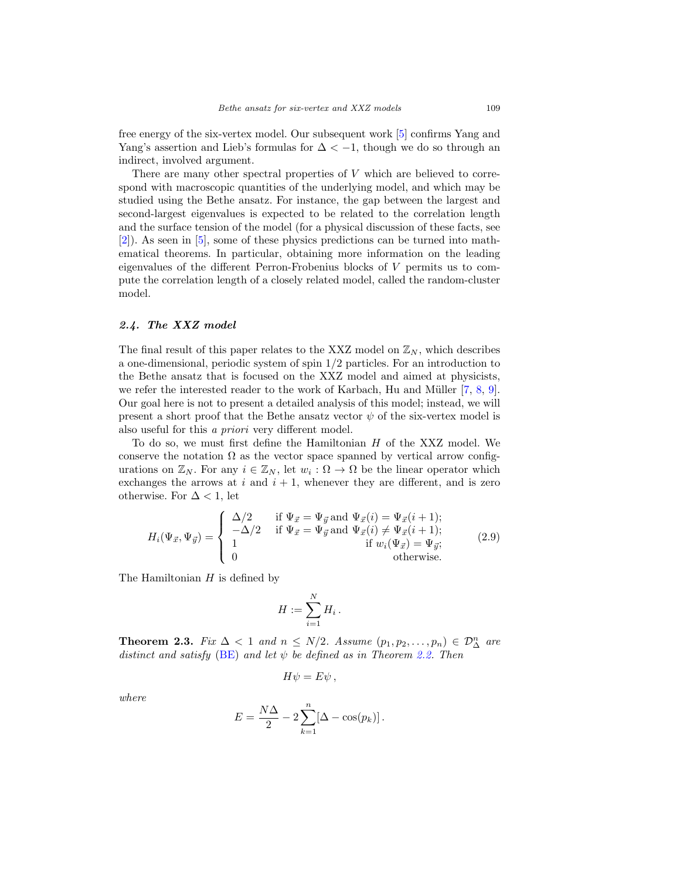free energy of the six-vertex model. Our subsequent work [5] confirms Yang and Yang's assertion and Lieb's formulas for $\Delta < -1$, though we do so through an indirect, involved argument.

There are many other spectral properties of $V$ which are believed to correspond with macroscopic quantities of the underlying model, and which may be studied using the Bethe ansatz. For instance, the gap between the largest and second-largest eigenvalues is expected to be related to the correlation length and the surface tension of the model (for a physical discussion of these facts, see [2]). As seen in [5], some of these physics predictions can be turned into mathematical theorems. In particular, obtaining more information on the leading eigenvalues of the different Perron-Frobenius blocks of $V$ permits us to compute the correlation length of a closely related model, called the random-cluster model.

### *2.4. The XXZ model*

The final result of this paper relates to the XXZ model on $\mathbb{Z}_N$, which describes a one-dimensional, periodic system of spin 1/2 particles. For an introduction to the Bethe ansatz that is focused on the XXZ model and aimed at physicists, we refer the interested reader to the work of Karbach, Hu and Müller [7, 8, 9]. Our goal here is not to present a detailed analysis of this model; instead, we will present a short proof that the Bethe ansatz vector $\psi$ of the six-vertex model is also useful for this *a priori* very different model.

To do so, we must first define the Hamiltonian $H$ of the XXZ model. We conserve the notation $\Omega$ as the vector space spanned by vertical arrow configurations on $\mathbb{Z}_N$. For any $i \in \mathbb{Z}_N$, let $w_i : \Omega \to \Omega$ be the linear operator which exchanges the arrows at $i$ and $i+1$, whenever they are different, and is zero otherwise. For $\Delta < 1$, let

$$H_i(\Psi_{\vec{x}}, \Psi_{\vec{y}}) = \begin{cases} \Delta/2 & \text{if } \Psi_{\vec{x}} = \Psi_{\vec{y}} \text{ and } \Psi_{\vec{x}}(i) = \Psi_{\vec{x}}(i+1); \\ -\Delta/2 & \text{if } \Psi_{\vec{x}} = \Psi_{\vec{y}} \text{ and } \Psi_{\vec{x}}(i) \neq \Psi_{\vec{x}}(i+1); \\ 1 & \text{if } w_i(\Psi_{\vec{x}}) = \Psi_{\vec{y}}; \\ 0 & \text{otherwise.} \end{cases} \tag{2.9}$$

The Hamiltonian $H$ is defined by

$$H := \sum_{i=1}^{N} H_i \, .$$

**Theorem 2.3.** *Fix $\Delta < 1$ and $n \leq N/2$. Assume $(p_1, p_2, \ldots, p_n) \in \mathcal{D}_\Delta^n$ are distinct and satisfy (BE) and let $\psi$ be defined as in Theorem 2.2. Then*

$$H\psi = E\psi \, ,$$

*where*

$$E = \frac{N\Delta}{2} - 2\sum_{k=1}^{n} [\Delta - \cos(p_k)] \, .$$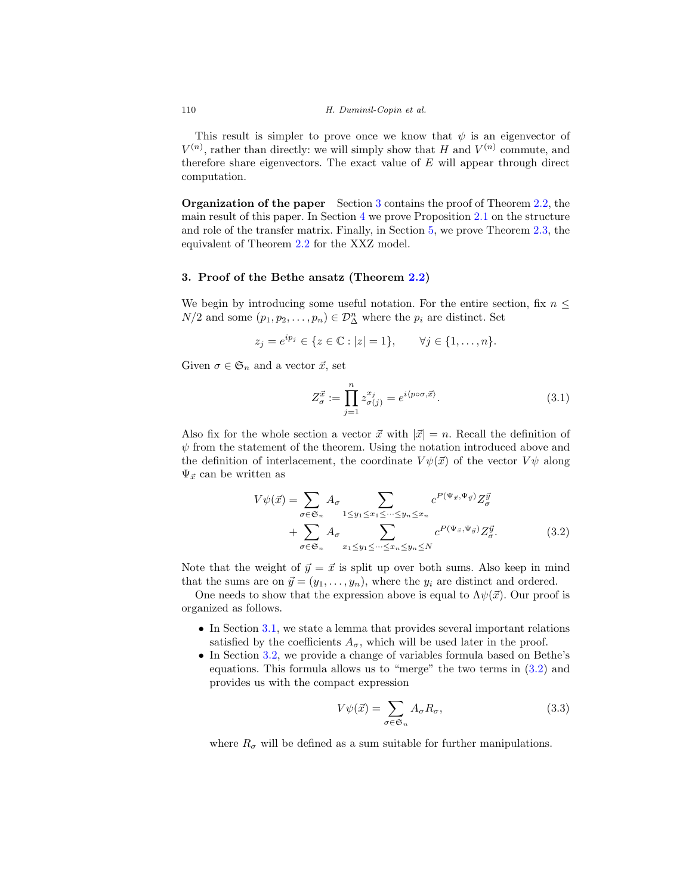This result is simpler to prove once we know that $\psi$ is an eigenvector of $V^{(n)}$, rather than directly: we will simply show that $H$ and $V^{(n)}$ commute, and therefore share eigenvectors. The exact value of $E$ will appear through direct computation.

**Organization of the paper** Section 3 contains the proof of Theorem 2.2, the main result of this paper. In Section 4 we prove Proposition 2.1 on the structure and role of the transfer matrix. Finally, in Section 5, we prove Theorem 2.3, the equivalent of Theorem 2.2 for the XXZ model.

## 3. Proof of the Bethe ansatz (Theorem 2.2)

We begin by introducing some useful notation. For the entire section, fix $n \leq N/2$ and some $(p_1, p_2, \ldots, p_n) \in \mathcal{D}_\Delta^n$ where the $p_i$ are distinct. Set

$$z_j = e^{ip_j} \in \{z \in \mathbb{C} : |z| = 1\}, \qquad \forall j \in \{1, \ldots, n\}.$$

Given $\sigma \in \mathfrak{S}_n$ and a vector $\vec{x}$, set

$$Z_\sigma^{\vec{x}} := \prod_{j=1}^{n} z_{\sigma(j)}^{x_j} = e^{i\langle p \circ \sigma, \vec{x}\rangle}. \tag{3.1}$$

Also fix for the whole section a vector $\vec{x}$ with $|\vec{x}| = n$. Recall the definition of $\psi$ from the statement of the theorem. Using the notation introduced above and the definition of interlacement, the coordinate $V\psi(\vec{x})$ of the vector $V\psi$ along $\Psi_{\vec{x}}$ can be written as

$$\begin{aligned} V\psi(\vec{x}) = &\sum_{\sigma \in \mathfrak{S}_n} A_\sigma \sum_{1 \leq y_1 \leq x_1 \leq \cdots \leq y_n \leq x_n} c^{P(\Psi_{\vec{x}}, \Psi_{\vec{y}})} Z_\sigma^{\vec{y}} \\ &+ \sum_{\sigma \in \mathfrak{S}_n} A_\sigma \sum_{x_1 \leq y_1 \leq \cdots \leq x_n \leq y_n \leq N} c^{P(\Psi_{\vec{x}}, \Psi_{\vec{y}})} Z_\sigma^{\vec{y}}. \end{aligned} \tag{3.2}$$

Note that the weight of $\vec{y} = \vec{x}$ is split up over both sums. Also keep in mind that the sums are on $\vec{y} = (y_1, \ldots, y_n)$, where the $y_i$ are distinct and ordered.

One needs to show that the expression above is equal to $\Lambda\psi(\vec{x})$. Our proof is organized as follows.

- In Section 3.1, we state a lemma that provides several important relations satisfied by the coefficients $A_\sigma$, which will be used later in the proof.
- In Section 3.2, we provide a change of variables formula based on Bethe's equations. This formula allows us to "merge" the two terms in (3.2) and provides us with the compact expression

$$V\psi(\vec{x}) = \sum_{\sigma \in \mathfrak{S}_n} A_\sigma R_\sigma, \tag{3.3}$$

where $R_\sigma$ will be defined as a sum suitable for further manipulations.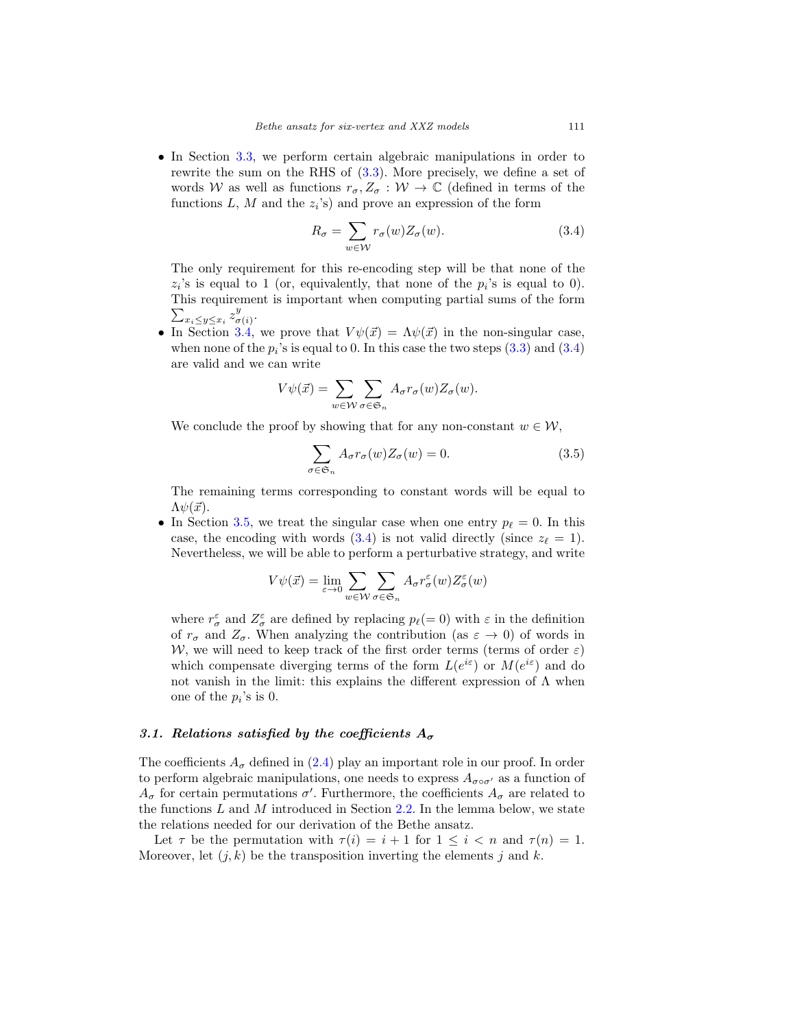- In Section 3.3, we perform certain algebraic manipulations in order to rewrite the sum on the RHS of (3.3). More precisely, we define a set of words $\mathcal{W}$ as well as functions $r_\sigma, Z_\sigma : \mathcal{W} \to \mathbb{C}$ (defined in terms of the functions $L$, $M$ and the $z_i$'s) and prove an expression of the form

$$R_\sigma = \sum_{w \in \mathcal{W}} r_\sigma(w) Z_\sigma(w). \tag{3.4}$$

  The only requirement for this re-encoding step will be that none of the $z_i$'s is equal to 1 (or, equivalently, that none of the $p_i$'s is equal to 0). This requirement is important when computing partial sums of the form $\sum_{x_i \leq y \leq x_i} z_{\sigma(i)}^y$.

- In Section 3.4, we prove that $V\psi(\vec{x}) = \Lambda\psi(\vec{x})$ in the non-singular case, when none of the $p_i$'s is equal to 0. In this case the two steps (3.3) and (3.4) are valid and we can write

$$V\psi(\vec{x}) = \sum_{w \in \mathcal{W}} \sum_{\sigma \in \mathfrak{S}_n} A_\sigma r_\sigma(w) Z_\sigma(w).$$

  We conclude the proof by showing that for any non-constant $w \in \mathcal{W}$,

$$\sum_{\sigma \in \mathfrak{S}_n} A_\sigma r_\sigma(w) Z_\sigma(w) = 0. \tag{3.5}$$

  The remaining terms corresponding to constant words will be equal to $\Lambda\psi(\vec{x})$.

- In Section 3.5, we treat the singular case when one entry $p_\ell = 0$. In this case, the encoding with words (3.4) is not valid directly (since $z_\ell = 1$). Nevertheless, we will be able to perform a perturbative strategy, and write

$$V\psi(\vec{x}) = \lim_{\varepsilon \to 0} \sum_{w \in \mathcal{W}} \sum_{\sigma \in \mathfrak{S}_n} A_\sigma r_\sigma^\varepsilon(w) Z_\sigma^\varepsilon(w)$$

  where $r_\sigma^\varepsilon$ and $Z_\sigma^\varepsilon$ are defined by replacing $p_\ell(=0)$ with $\varepsilon$ in the definition of $r_\sigma$ and $Z_\sigma$. When analyzing the contribution (as $\varepsilon \to 0$) of words in $\mathcal{W}$, we will need to keep track of the first order terms (terms of order $\varepsilon$) which compensate diverging terms of the form $L(e^{i\varepsilon})$ or $M(e^{i\varepsilon})$ and do not vanish in the limit: this explains the different expression of $\Lambda$ when one of the $p_i$'s is 0.

### 3.1. *Relations satisfied by the coefficients $A_\sigma$*

The coefficients $A_\sigma$ defined in (2.4) play an important role in our proof. In order to perform algebraic manipulations, one needs to express $A_{\sigma\circ\sigma'}$ as a function of $A_\sigma$ for certain permutations $\sigma'$. Furthermore, the coefficients $A_\sigma$ are related to the functions $L$ and $M$ introduced in Section 2.2. In the lemma below, we state the relations needed for our derivation of the Bethe ansatz.

Let $\tau$ be the permutation with $\tau(i) = i + 1$ for $1 \leq i < n$ and $\tau(n) = 1$. Moreover, let $(j, k)$ be the transposition inverting the elements $j$ and $k$.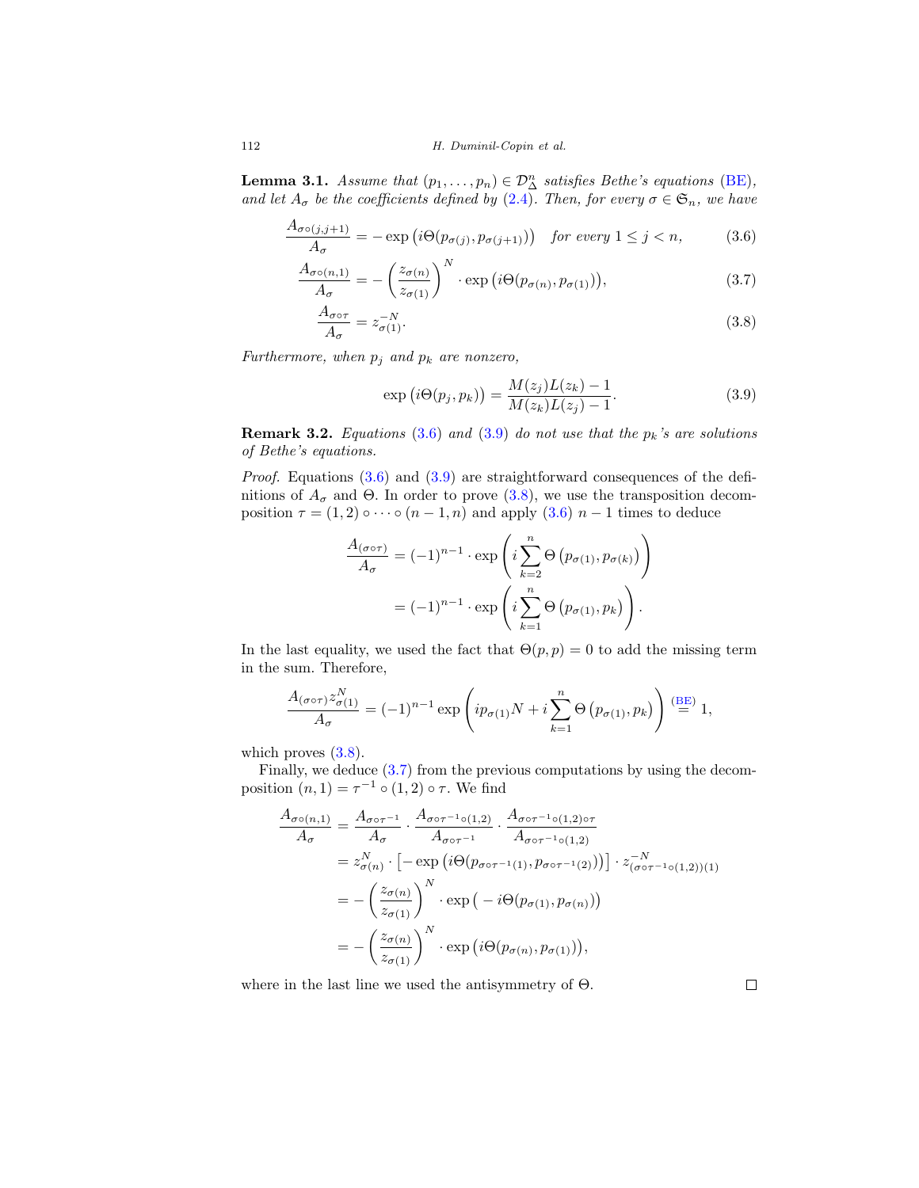**Lemma 3.1.** *Assume that $(p_1,\dots,p_n)\in\mathcal{D}^n_\Delta$ satisfies Bethe's equations (BE), and let $A_\sigma$ be the coefficients defined by (2.4). Then, for every $\sigma\in\mathfrak{S}_n$, we have*

$$\frac{A_{\sigma\circ(j,j+1)}}{A_\sigma} = -\exp\big(i\Theta(p_{\sigma(j)},p_{\sigma(j+1)})\big) \quad \textit{for every } 1\le j<n, \tag{3.6}$$

$$\frac{A_{\sigma\circ(n,1)}}{A_\sigma} = -\left(\frac{z_{\sigma(n)}}{z_{\sigma(1)}}\right)^N\cdot\exp\big(i\Theta(p_{\sigma(n)},p_{\sigma(1)})\big), \tag{3.7}$$

$$\frac{A_{\sigma\circ\tau}}{A_\sigma} = z_{\sigma(1)}^{-N}. \tag{3.8}$$

*Furthermore, when $p_j$ and $p_k$ are nonzero,*

$$\exp\big(i\Theta(p_j,p_k)\big) = \frac{M(z_j)L(z_k)-1}{M(z_k)L(z_j)-1}. \tag{3.9}$$

**Remark 3.2.** *Equations (3.6) and (3.9) do not use that the $p_k$'s are solutions of Bethe's equations.*

*Proof.* Equations (3.6) and (3.9) are straightforward consequences of the definitions of $A_\sigma$ and $\Theta$. In order to prove (3.8), we use the transposition decomposition $\tau=(1,2)\circ\dots\circ(n-1,n)$ and apply (3.6) $n-1$ times to deduce

$$\begin{aligned}\frac{A_{(\sigma\circ\tau)}}{A_\sigma} &= (-1)^{n-1}\cdot\exp\left(i\sum_{k=2}^n\Theta\left(p_{\sigma(1)},p_{\sigma(k)}\right)\right)\\ &= (-1)^{n-1}\cdot\exp\left(i\sum_{k=1}^n\Theta\left(p_{\sigma(1)},p_k\right)\right).\end{aligned}$$

In the last equality, we used the fact that $\Theta(p,p)=0$ to add the missing term in the sum. Therefore,

$$\frac{A_{(\sigma\circ\tau)}z^N_{\sigma(1)}}{A_\sigma} = (-1)^{n-1}\exp\left(ip_{\sigma(1)}N + i\sum_{k=1}^n\Theta\left(p_{\sigma(1)},p_k\right)\right) \overset{\text{(BE)}}{=} 1,$$

which proves (3.8).

Finally, we deduce (3.7) from the previous computations by using the decomposition $(n,1)=\tau^{-1}\circ(1,2)\circ\tau$. We find

$$\begin{aligned}\frac{A_{\sigma\circ(n,1)}}{A_\sigma} &= \frac{A_{\sigma\circ\tau^{-1}}}{A_\sigma}\cdot\frac{A_{\sigma\circ\tau^{-1}\circ(1,2)}}{A_{\sigma\circ\tau^{-1}}}\cdot\frac{A_{\sigma\circ\tau^{-1}\circ(1,2)\circ\tau}}{A_{\sigma\circ\tau^{-1}\circ(1,2)}}\\ &= z^N_{\sigma(n)}\cdot\left[-\exp\big(i\Theta(p_{\sigma\circ\tau^{-1}(1)},p_{\sigma\circ\tau^{-1}(2)})\big)\right]\cdot z^{-N}_{(\sigma\circ\tau^{-1}\circ(1,2))(1)}\\ &= -\left(\frac{z_{\sigma(n)}}{z_{\sigma(1)}}\right)^N\cdot\exp\big(-i\Theta(p_{\sigma(1)},p_{\sigma(n)})\big)\\ &= -\left(\frac{z_{\sigma(n)}}{z_{\sigma(1)}}\right)^N\cdot\exp\big(i\Theta(p_{\sigma(n)},p_{\sigma(1)})\big),\end{aligned}$$

where in the last line we used the antisymmetry of $\Theta$. $\square$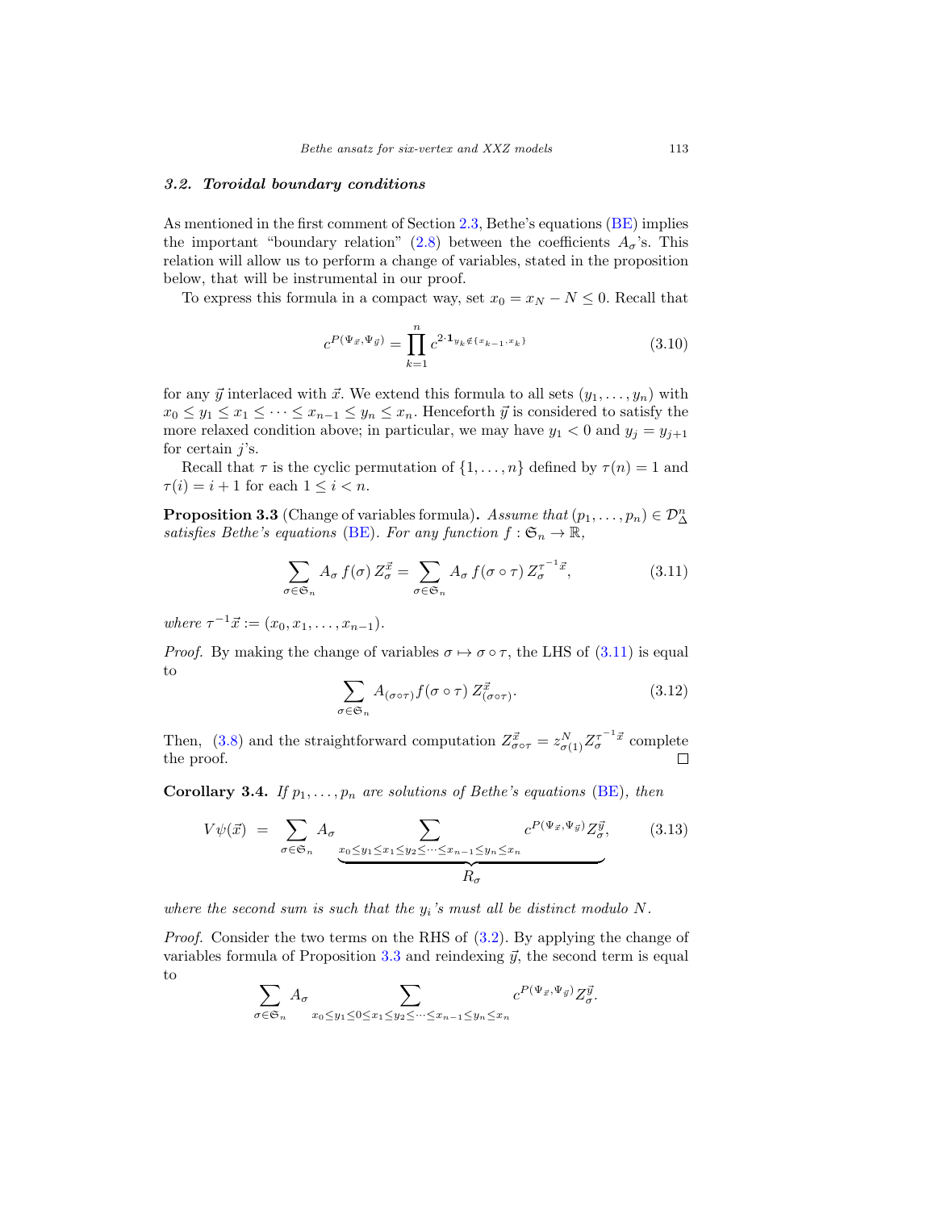### 3.2. *Toroidal boundary conditions*

As mentioned in the first comment of Section 2.3, Bethe's equations (BE) implies the important "boundary relation" (2.8) between the coefficients $A_\sigma$'s. This relation will allow us to perform a change of variables, stated in the proposition below, that will be instrumental in our proof.

To express this formula in a compact way, set $x_0 = x_N - N \le 0$. Recall that

$$c^{P(\Psi_{\vec{x}},\Psi_{\vec{y}})} = \prod_{k=1}^{n} c^{2\cdot \mathbf{1}_{y_k \notin \{x_{k-1}, x_k\}}} \tag{3.10}$$

for any $\vec{y}$ interlaced with $\vec{x}$. We extend this formula to all sets $(y_1, \ldots, y_n)$ with $x_0 \le y_1 \le x_1 \le \cdots \le x_{n-1} \le y_n \le x_n$. Henceforth $\vec{y}$ is considered to satisfy the more relaxed condition above; in particular, we may have $y_1 < 0$ and $y_j = y_{j+1}$ for certain $j$'s.

Recall that $\tau$ is the cyclic permutation of $\{1, \ldots, n\}$ defined by $\tau(n) = 1$ and $\tau(i) = i + 1$ for each $1 \le i < n$.

**Proposition 3.3** (Change of variables formula)**.** *Assume that $(p_1, \ldots, p_n) \in \mathcal{D}^n_\Delta$ satisfies Bethe's equations* (BE)*. For any function $f : \mathfrak{S}_n \to \mathbb{R}$,*

$$\sum_{\sigma\in\mathfrak{S}_n} A_\sigma\, f(\sigma)\, Z^{\vec{x}}_\sigma = \sum_{\sigma\in\mathfrak{S}_n} A_\sigma\, f(\sigma\circ\tau)\, Z^{\tau^{-1}\vec{x}}_\sigma, \tag{3.11}$$

*where $\tau^{-1}\vec{x} := (x_0, x_1, \ldots, x_{n-1})$.*

*Proof.* By making the change of variables $\sigma \mapsto \sigma\circ\tau$, the LHS of (3.11) is equal to

$$\sum_{\sigma\in\mathfrak{S}_n} A_{(\sigma\circ\tau)} f(\sigma\circ\tau)\, Z^{\vec{x}}_{(\sigma\circ\tau)}. \tag{3.12}$$

Then, (3.8) and the straightforward computation $Z^{\vec{x}}_{\sigma\circ\tau} = z^N_{\sigma(1)} Z^{\tau^{-1}\vec{x}}_\sigma$ complete the proof. $\square$

**Corollary 3.4.** *If $p_1, \ldots, p_n$ are solutions of Bethe's equations* (BE)*, then*

$$V\psi(\vec{x}) \;=\; \sum_{\sigma\in\mathfrak{S}_n} A_\sigma \underbrace{\sum_{x_0\le y_1\le x_1\le y_2\le\cdots\le x_{n-1}\le y_n\le x_n} c^{P(\Psi_{\vec{x}},\Psi_{\vec{y}})} Z^{\vec{y}}_\sigma}_{R_\sigma}, \tag{3.13}$$

*where the second sum is such that the $y_i$'s must all be distinct modulo $N$.*

*Proof.* Consider the two terms on the RHS of (3.2). By applying the change of variables formula of Proposition 3.3 and reindexing $\vec{y}$, the second term is equal to

$$\sum_{\sigma\in\mathfrak{S}_n} A_\sigma \sum_{x_0\le y_1\le 0\le x_1\le y_2\le\cdots\le x_{n-1}\le y_n\le x_n} c^{P(\Psi_{\vec{x}},\Psi_{\vec{y}})} Z^{\vec{y}}_\sigma.$$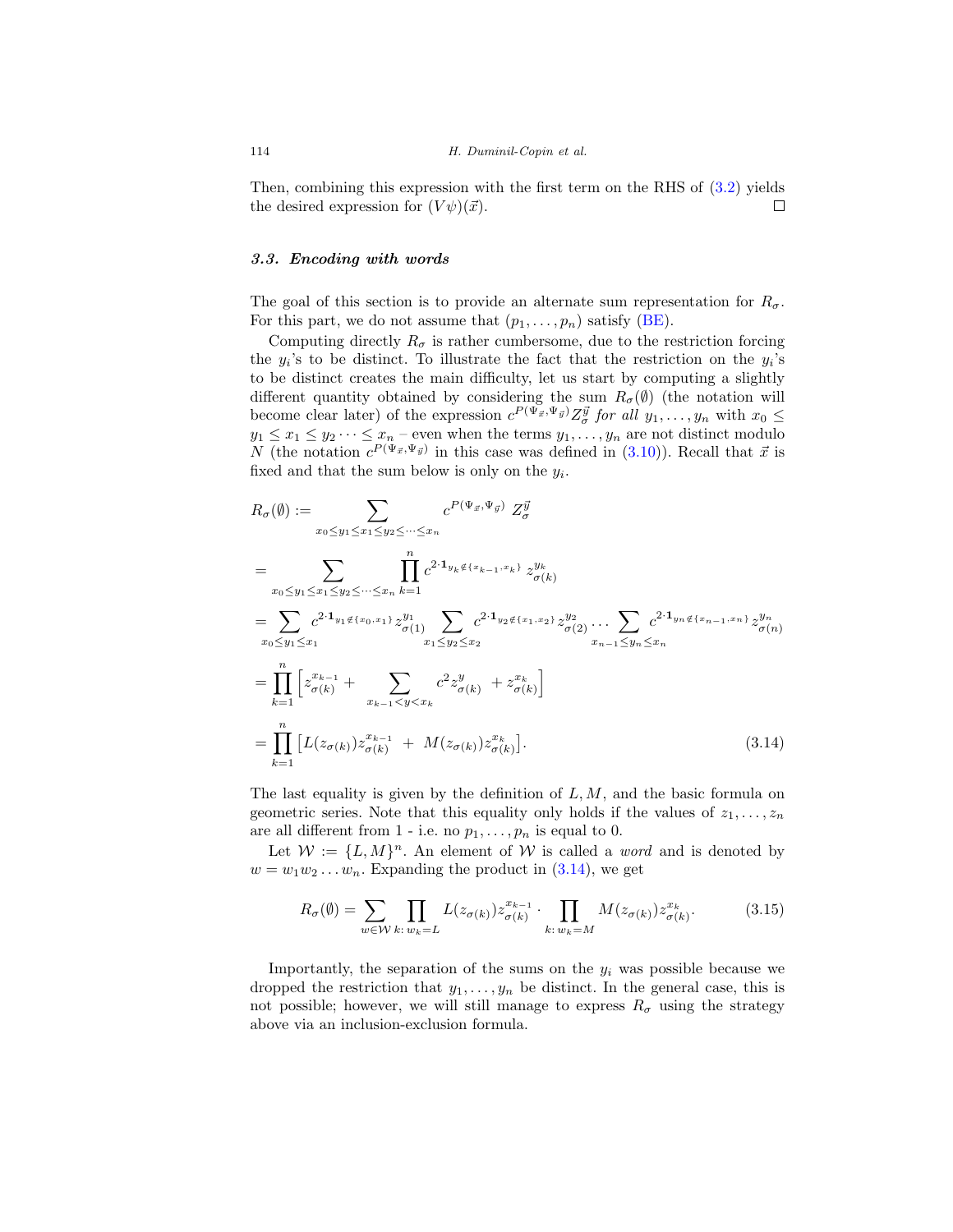Then, combining this expression with the first term on the RHS of (3.2) yields the desired expression for $(V\psi)(\vec{x})$. □

### *3.3. Encoding with words*

The goal of this section is to provide an alternate sum representation for $R_\sigma$. For this part, we do not assume that $(p_1, \ldots, p_n)$ satisfy (BE).

Computing directly $R_\sigma$ is rather cumbersome, due to the restriction forcing the $y_i$'s to be distinct. To illustrate the fact that the restriction on the $y_i$'s to be distinct creates the main difficulty, let us start by computing a slightly different quantity obtained by considering the sum $R_\sigma(\emptyset)$ (the notation will become clear later) of the expression $c^{P(\Psi_{\vec{x}}, \Psi_{\vec{y}})} Z_\sigma^{\vec{y}}$ *for all* $y_1, \ldots, y_n$ with $x_0 \leq y_1 \leq x_1 \leq y_2 \cdots \leq x_n$ – even when the terms $y_1, \ldots, y_n$ are not distinct modulo $N$ (the notation $c^{P(\Psi_{\vec{x}}, \Psi_{\vec{y}})}$ in this case was defined in (3.10)). Recall that $\vec{x}$ is fixed and that the sum below is only on the $y_i$.

$$
\begin{aligned}
R_\sigma(\emptyset) &:= \sum_{x_0 \leq y_1 \leq x_1 \leq y_2 \leq \cdots \leq x_n} c^{P(\Psi_{\vec{x}}, \Psi_{\vec{y}})} \; Z_\sigma^{\vec{y}} \\
&= \sum_{x_0 \leq y_1 \leq x_1 \leq y_2 \leq \cdots \leq x_n} \prod_{k=1}^{n} c^{2 \cdot \mathbf{1}_{y_k \notin \{x_{k-1}, x_k\}}} \, z_{\sigma(k)}^{y_k} \\
&= \sum_{x_0 \leq y_1 \leq x_1} c^{2 \cdot \mathbf{1}_{y_1 \notin \{x_0, x_1\}}} z_{\sigma(1)}^{y_1} \sum_{x_1 \leq y_2 \leq x_2} c^{2 \cdot \mathbf{1}_{y_2 \notin \{x_1, x_2\}}} z_{\sigma(2)}^{y_2} \cdots \sum_{x_{n-1} \leq y_n \leq x_n} c^{2 \cdot \mathbf{1}_{y_n \notin \{x_{n-1}, x_n\}}} z_{\sigma(n)}^{y_n} \\
&= \prod_{k=1}^{n} \Big[ z_{\sigma(k)}^{x_{k-1}} + \sum_{x_{k-1} < y < x_k} c^2 z_{\sigma(k)}^{y} \; + z_{\sigma(k)}^{x_k} \Big] \\
&= \prod_{k=1}^{n} \big[ L(z_{\sigma(k)}) z_{\sigma(k)}^{x_{k-1}} \; + \; M(z_{\sigma(k)}) z_{\sigma(k)}^{x_k} \big].
\end{aligned} \tag{3.14}
$$

The last equality is given by the definition of $L, M$, and the basic formula on geometric series. Note that this equality only holds if the values of $z_1, \ldots, z_n$ are all different from 1 - i.e. no $p_1, \ldots, p_n$ is equal to 0.

Let $\mathcal{W} := \{L, M\}^n$. An element of $\mathcal{W}$ is called a *word* and is denoted by $w = w_1 w_2 \ldots w_n$. Expanding the product in (3.14), we get

$$
R_\sigma(\emptyset) = \sum_{w \in \mathcal{W}} \prod_{k:\, w_k = L} L(z_{\sigma(k)}) z_{\sigma(k)}^{x_{k-1}} \cdot \prod_{k:\, w_k = M} M(z_{\sigma(k)}) z_{\sigma(k)}^{x_k}. \tag{3.15}
$$

Importantly, the separation of the sums on the $y_i$ was possible because we dropped the restriction that $y_1, \ldots, y_n$ be distinct. In the general case, this is not possible; however, we will still manage to express $R_\sigma$ using the strategy above via an inclusion-exclusion formula.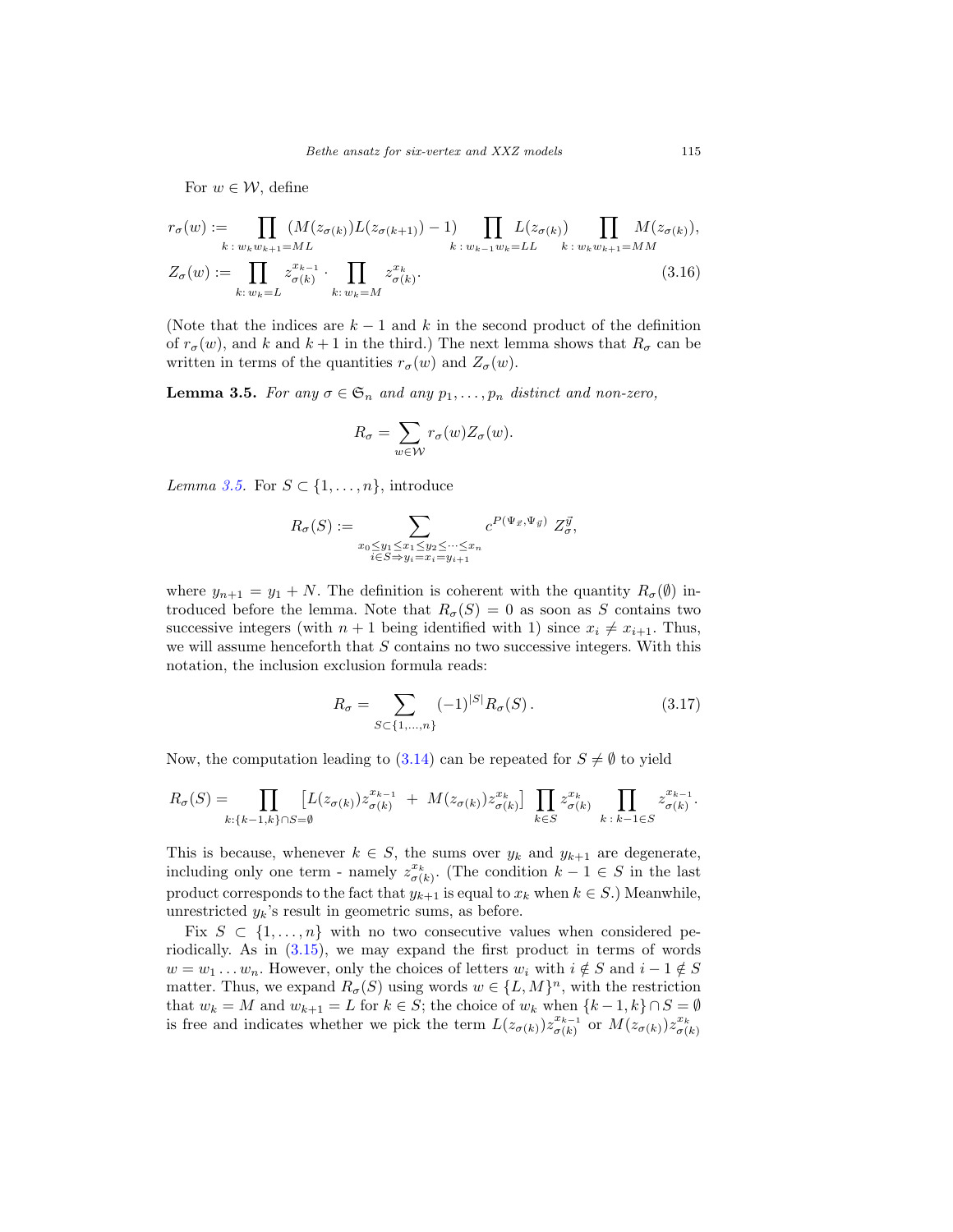For $w \in \mathcal{W}$, define

$$
\begin{aligned}
r_\sigma(w) &:= \prod_{k\,:\,w_k w_{k+1}=ML} \big(M(z_{\sigma(k)})L(z_{\sigma(k+1)})-1\big) \prod_{k\,:\,w_{k-1}w_k=LL} L(z_{\sigma(k)}) \prod_{k\,:\,w_k w_{k+1}=MM} M(z_{\sigma(k)}),\\
Z_\sigma(w) &:= \prod_{k:\,w_k=L} z_{\sigma(k)}^{x_{k-1}} \cdot \prod_{k:\,w_k=M} z_{\sigma(k)}^{x_k}.
\end{aligned}
\tag{3.16}
$$

(Note that the indices are $k-1$ and $k$ in the second product of the definition of $r_\sigma(w)$, and $k$ and $k+1$ in the third.) The next lemma shows that $R_\sigma$ can be written in terms of the quantities $r_\sigma(w)$ and $Z_\sigma(w)$.

**Lemma 3.5.** *For any $\sigma \in \mathfrak{S}_n$ and any $p_1, \ldots, p_n$ distinct and non-zero,*

$$
R_\sigma = \sum_{w\in\mathcal{W}} r_\sigma(w) Z_\sigma(w).
$$

*Lemma 3.5.* For $S \subset \{1, \ldots, n\}$, introduce

$$
R_\sigma(S) := \sum_{\substack{x_0 \le y_1 \le x_1 \le y_2 \le \cdots \le x_n\\ i\in S \Rightarrow y_i = x_i = y_{i+1}}} c^{P(\Psi_{\vec{x}},\Psi_{\vec{y}})}\ Z_\sigma^{\vec{y}},
$$

where $y_{n+1} = y_1 + N$. The definition is coherent with the quantity $R_\sigma(\emptyset)$ introduced before the lemma. Note that $R_\sigma(S) = 0$ as soon as $S$ contains two successive integers (with $n+1$ being identified with 1) since $x_i \neq x_{i+1}$. Thus, we will assume henceforth that $S$ contains no two successive integers. With this notation, the inclusion exclusion formula reads:

$$
R_\sigma = \sum_{S\subset\{1,\ldots,n\}} (-1)^{|S|} R_\sigma(S)\,. \tag{3.17}
$$

Now, the computation leading to (3.14) can be repeated for $S \neq \emptyset$ to yield

$$
R_\sigma(S) = \prod_{k:\{k-1,k\}\cap S=\emptyset} \big[L(z_{\sigma(k)}) z_{\sigma(k)}^{x_{k-1}} \ +\ M(z_{\sigma(k)}) z_{\sigma(k)}^{x_k}\big] \prod_{k\in S} z_{\sigma(k)}^{x_k} \prod_{k\,:\,k-1\in S} z_{\sigma(k)}^{x_{k-1}}.
$$

This is because, whenever $k \in S$, the sums over $y_k$ and $y_{k+1}$ are degenerate, including only one term - namely $z_{\sigma(k)}^{x_k}$. (The condition $k-1 \in S$ in the last product corresponds to the fact that $y_{k+1}$ is equal to $x_k$ when $k \in S$.) Meanwhile, unrestricted $y_k$'s result in geometric sums, as before.

Fix $S \subset \{1, \ldots, n\}$ with no two consecutive values when considered periodically. As in (3.15), we may expand the first product in terms of words $w = w_1 \ldots w_n$. However, only the choices of letters $w_i$ with $i \notin S$ and $i-1 \notin S$ matter. Thus, we expand $R_\sigma(S)$ using words $w \in \{L, M\}^n$, with the restriction that $w_k = M$ and $w_{k+1} = L$ for $k \in S$; the choice of $w_k$ when $\{k-1, k\} \cap S = \emptyset$ is free and indicates whether we pick the term $L(z_{\sigma(k)}) z_{\sigma(k)}^{x_{k-1}}$ or $M(z_{\sigma(k)}) z_{\sigma(k)}^{x_k}$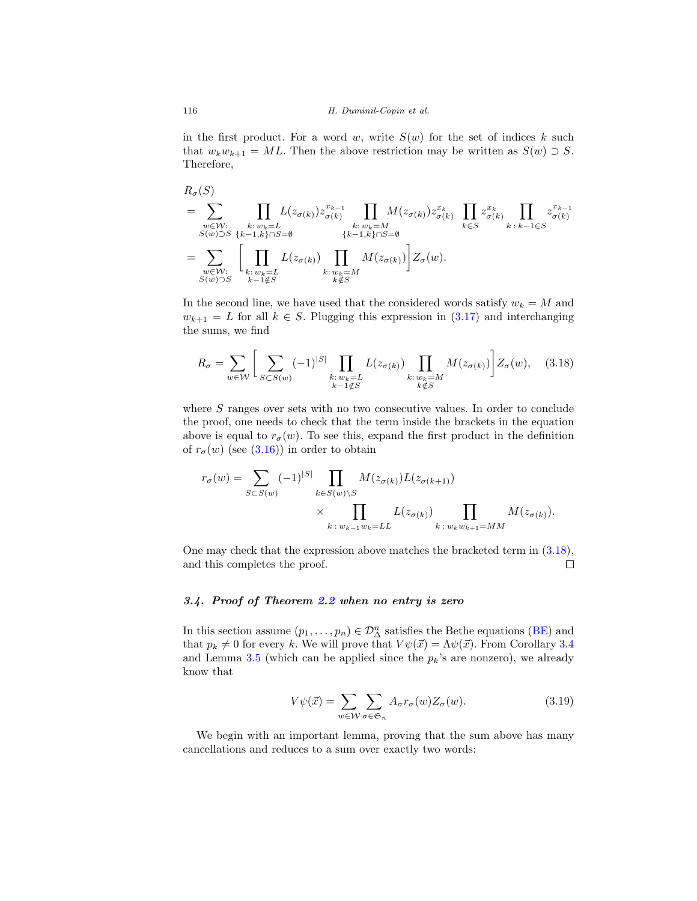in the first product. For a word $w$, write $S(w)$ for the set of indices $k$ such that $w_k w_{k+1} = ML$. Then the above restriction may be written as $S(w) \supset S$. Therefore,

$$
\begin{aligned}
&R_\sigma(S) \\
&= \sum_{\substack{w\in\mathcal{W}:\\ S(w)\supset S}} \prod_{\substack{k:\, w_k=L\\ \{k-1,k\}\cap S=\emptyset}} L(z_{\sigma(k)}) z_{\sigma(k)}^{x_{k-1}} \prod_{\substack{k:\, w_k=M\\ \{k-1,k\}\cap S=\emptyset}} M(z_{\sigma(k)}) z_{\sigma(k)}^{x_k} \prod_{k\in S} z_{\sigma(k)}^{x_k} \prod_{k\,:\,k-1\in S} z_{\sigma(k)}^{x_{k-1}} \\
&= \sum_{\substack{w\in\mathcal{W}:\\ S(w)\supset S}} \Bigg[ \prod_{\substack{k:\, w_k=L\\ k-1\notin S}} L(z_{\sigma(k)}) \prod_{\substack{k:\, w_k=M\\ k\notin S}} M(z_{\sigma(k)}) \Bigg] Z_\sigma(w).
\end{aligned}
$$

In the second line, we have used that the considered words satisfy $w_k = M$ and $w_{k+1} = L$ for all $k \in S$. Plugging this expression in (3.17) and interchanging the sums, we find

$$
R_\sigma = \sum_{w\in\mathcal{W}} \Bigg[ \sum_{S\subset S(w)} (-1)^{|S|} \prod_{\substack{k:\, w_k=L\\ k-1\notin S}} L(z_{\sigma(k)}) \prod_{\substack{k:\, w_k=M\\ k\notin S}} M(z_{\sigma(k)}) \Bigg] Z_\sigma(w), \tag{3.18}
$$

where $S$ ranges over sets with no two consecutive values. In order to conclude the proof, one needs to check that the term inside the brackets in the equation above is equal to $r_\sigma(w)$. To see this, expand the first product in the definition of $r_\sigma(w)$ (see (3.16)) in order to obtain

$$
\begin{aligned}
r_\sigma(w) = \sum_{S\subset S(w)} (-1)^{|S|} &\prod_{k\in S(w)\setminus S} M(z_{\sigma(k)}) L(z_{\sigma(k+1)}) \\
&\times \prod_{k\,:\,w_{k-1}w_k=LL} L(z_{\sigma(k)}) \prod_{k\,:\,w_k w_{k+1}=MM} M(z_{\sigma(k)}).
\end{aligned}
$$

One may check that the expression above matches the bracketed term in (3.18), and this completes the proof. ◻

### 3.4. *Proof of Theorem 2.2 when no entry is zero*

In this section assume $(p_1, \ldots, p_n) \in \mathcal{D}^n_\Delta$ satisfies the Bethe equations (BE) and that $p_k \neq 0$ for every $k$. We will prove that $V\psi(\vec{x}) = \Lambda\psi(\vec{x})$. From Corollary 3.4 and Lemma 3.5 (which can be applied since the $p_k$'s are nonzero), we already know that

$$
V\psi(\vec{x}) = \sum_{w\in\mathcal{W}} \sum_{\sigma\in\mathfrak{S}_n} A_\sigma r_\sigma(w) Z_\sigma(w). \tag{3.19}
$$

We begin with an important lemma, proving that the sum above has many cancellations and reduces to a sum over exactly two words: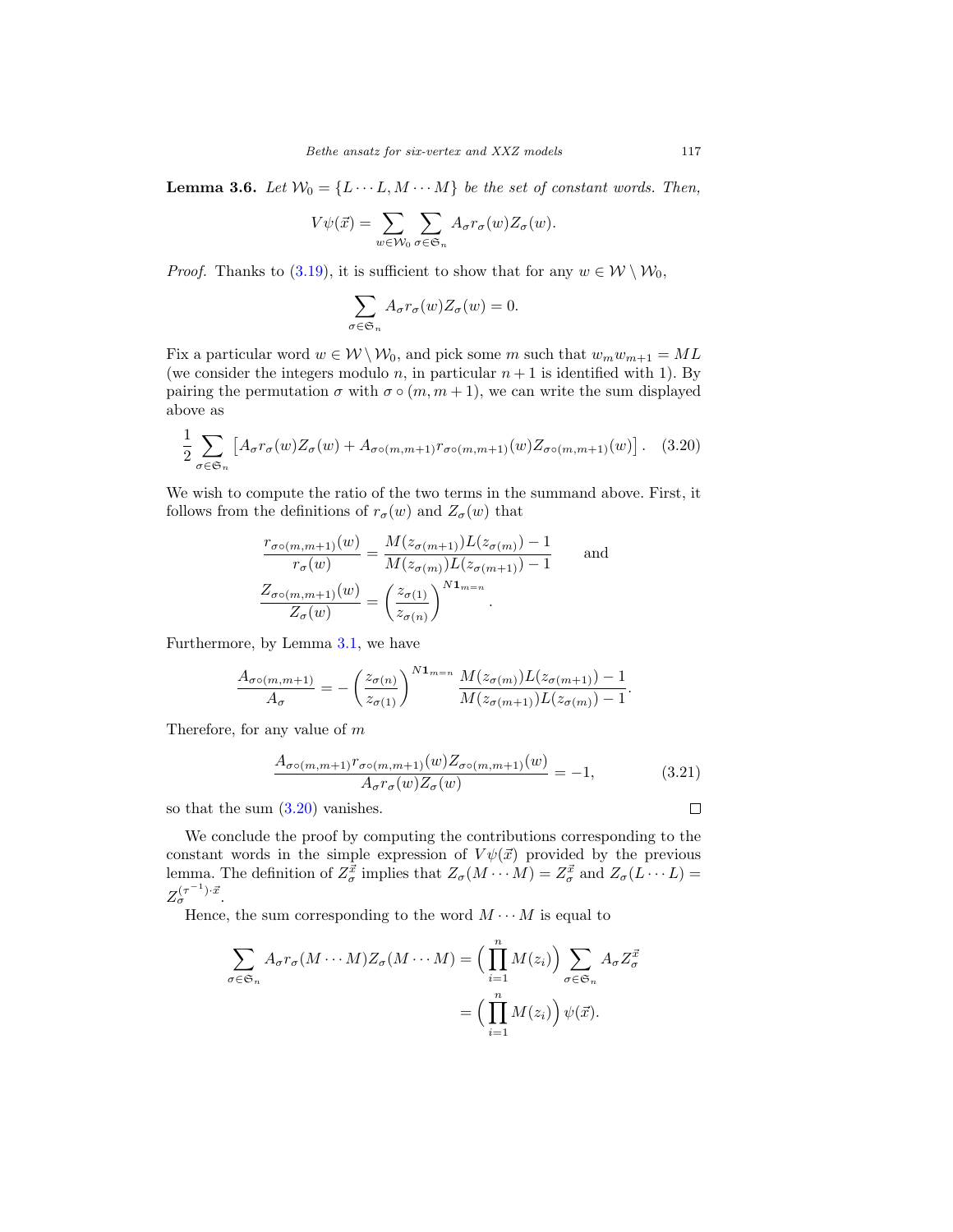**Lemma 3.6.** *Let $\mathcal{W}_0 = \{L \cdots L, M \cdots M\}$ be the set of constant words. Then,*

$$V\psi(\vec{x}) = \sum_{w \in \mathcal{W}_0} \sum_{\sigma \in \mathfrak{S}_n} A_\sigma r_\sigma(w) Z_\sigma(w).$$

*Proof.* Thanks to (3.19), it is sufficient to show that for any $w \in \mathcal{W} \setminus \mathcal{W}_0$,

$$\sum_{\sigma \in \mathfrak{S}_n} A_\sigma r_\sigma(w) Z_\sigma(w) = 0.$$

Fix a particular word $w \in \mathcal{W} \setminus \mathcal{W}_0$, and pick some $m$ such that $w_m w_{m+1} = ML$ (we consider the integers modulo $n$, in particular $n+1$ is identified with 1). By pairing the permutation $\sigma$ with $\sigma \circ (m, m+1)$, we can write the sum displayed above as

$$\frac{1}{2} \sum_{\sigma \in \mathfrak{S}_n} \left[ A_\sigma r_\sigma(w) Z_\sigma(w) + A_{\sigma \circ (m,m+1)} r_{\sigma \circ (m,m+1)}(w) Z_{\sigma \circ (m,m+1)}(w) \right]. \quad (3.20)$$

We wish to compute the ratio of the two terms in the summand above. First, it follows from the definitions of $r_\sigma(w)$ and $Z_\sigma(w)$ that

$$\frac{r_{\sigma \circ (m,m+1)}(w)}{r_\sigma(w)} = \frac{M(z_{\sigma(m+1)}) L(z_{\sigma(m)}) - 1}{M(z_{\sigma(m)}) L(z_{\sigma(m+1)}) - 1} \qquad \text{and}$$

$$\frac{Z_{\sigma \circ (m,m+1)}(w)}{Z_\sigma(w)} = \left( \frac{z_{\sigma(1)}}{z_{\sigma(n)}} \right)^{N \mathbf{1}_{m=n}}.$$

Furthermore, by Lemma 3.1, we have

$$\frac{A_{\sigma \circ (m,m+1)}}{A_\sigma} = - \left( \frac{z_{\sigma(n)}}{z_{\sigma(1)}} \right)^{N \mathbf{1}_{m=n}} \frac{M(z_{\sigma(m)}) L(z_{\sigma(m+1)}) - 1}{M(z_{\sigma(m+1)}) L(z_{\sigma(m)}) - 1}.$$

Therefore, for any value of $m$

$$\frac{A_{\sigma \circ (m,m+1)} r_{\sigma \circ (m,m+1)}(w) Z_{\sigma \circ (m,m+1)}(w)}{A_\sigma r_\sigma(w) Z_\sigma(w)} = -1, \quad (3.21)$$

so that the sum (3.20) vanishes. □

We conclude the proof by computing the contributions corresponding to the constant words in the simple expression of $V\psi(\vec{x})$ provided by the previous lemma. The definition of $Z_\sigma^{\vec{x}}$ implies that $Z_\sigma(M \cdots M) = Z_\sigma^{\vec{x}}$ and $Z_\sigma(L \cdots L) = Z_\sigma^{(\tau^{-1}) \cdot \vec{x}}$.

Hence, the sum corresponding to the word $M \cdots M$ is equal to

$$\begin{aligned}
\sum_{\sigma \in \mathfrak{S}_n} A_\sigma r_\sigma(M \cdots M) Z_\sigma(M \cdots M) &= \Big( \prod_{i=1}^n M(z_i) \Big) \sum_{\sigma \in \mathfrak{S}_n} A_\sigma Z_\sigma^{\vec{x}} \\
&= \Big( \prod_{i=1}^n M(z_i) \Big) \psi(\vec{x}).
\end{aligned}$$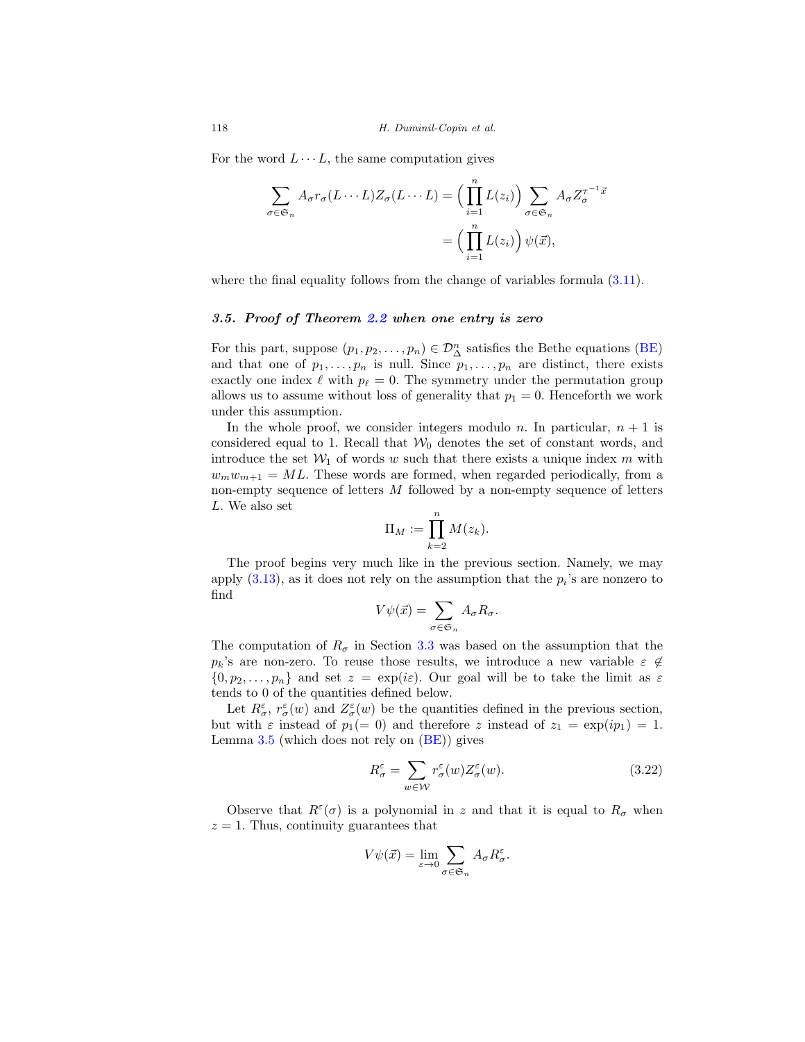For the word $L \cdots L$, the same computation gives

$$\sum_{\sigma \in \mathfrak{S}_n} A_\sigma r_\sigma(L \cdots L) Z_\sigma(L \cdots L) = \Big( \prod_{i=1}^{n} L(z_i) \Big) \sum_{\sigma \in \mathfrak{S}_n} A_\sigma Z_\sigma^{\tau^{-1}\vec{x}}$$
$$= \Big( \prod_{i=1}^{n} L(z_i) \Big) \psi(\vec{x}),$$

where the final equality follows from the change of variables formula (3.11).

### 3.5. Proof of Theorem 2.2 when one entry is zero

For this part, suppose $(p_1, p_2, \dots, p_n) \in \mathcal{D}_\Delta^n$ satisfies the Bethe equations (BE) and that one of $p_1, \dots, p_n$ is null. Since $p_1, \dots, p_n$ are distinct, there exists exactly one index $\ell$ with $p_\ell = 0$. The symmetry under the permutation group allows us to assume without loss of generality that $p_1 = 0$. Henceforth we work under this assumption.

In the whole proof, we consider integers modulo $n$. In particular, $n + 1$ is considered equal to 1. Recall that $\mathcal{W}_0$ denotes the set of constant words, and introduce the set $\mathcal{W}_1$ of words $w$ such that there exists a unique index $m$ with $w_m w_{m+1} = ML$. These words are formed, when regarded periodically, from a non-empty sequence of letters $M$ followed by a non-empty sequence of letters $L$. We also set

$$\Pi_M := \prod_{k=2}^{n} M(z_k).$$

The proof begins very much like in the previous section. Namely, we may apply (3.13), as it does not rely on the assumption that the $p_i$'s are nonzero to find

$$V\psi(\vec{x}) = \sum_{\sigma \in \mathfrak{S}_n} A_\sigma R_\sigma.$$

The computation of $R_\sigma$ in Section 3.3 was based on the assumption that the $p_k$'s are non-zero. To reuse those results, we introduce a new variable $\varepsilon \notin \{0, p_2, \dots, p_n\}$ and set $z = \exp(i\varepsilon)$. Our goal will be to take the limit as $\varepsilon$ tends to 0 of the quantities defined below.

Let $R_\sigma^\varepsilon$, $r_\sigma^\varepsilon(w)$ and $Z_\sigma^\varepsilon(w)$ be the quantities defined in the previous section, but with $\varepsilon$ instead of $p_1 (= 0)$ and therefore $z$ instead of $z_1 = \exp(ip_1) = 1$. Lemma 3.5 (which does not rely on (BE)) gives

$$R_\sigma^\varepsilon = \sum_{w \in \mathcal{W}} r_\sigma^\varepsilon(w) Z_\sigma^\varepsilon(w). \tag{3.22}$$

Observe that $R^\varepsilon(\sigma)$ is a polynomial in $z$ and that it is equal to $R_\sigma$ when $z = 1$. Thus, continuity guarantees that

$$V\psi(\vec{x}) = \lim_{\varepsilon \to 0} \sum_{\sigma \in \mathfrak{S}_n} A_\sigma R_\sigma^\varepsilon.$$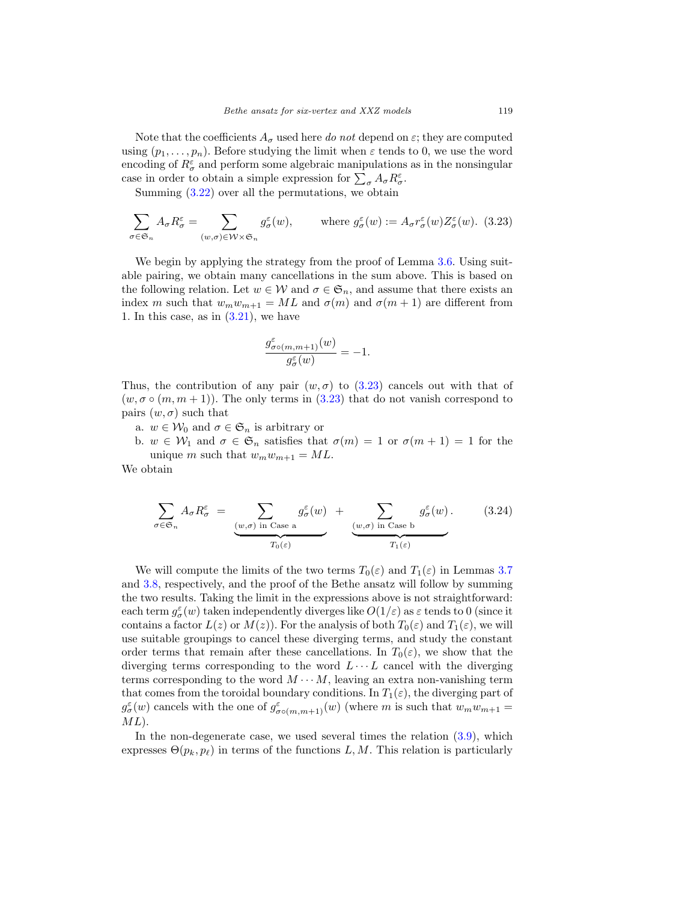Note that the coefficients $A_\sigma$ used here *do not* depend on $\varepsilon$; they are computed using $(p_1, \ldots, p_n)$. Before studying the limit when $\varepsilon$ tends to 0, we use the word encoding of $R_\sigma^\varepsilon$ and perform some algebraic manipulations as in the nonsingular case in order to obtain a simple expression for $\sum_\sigma A_\sigma R_\sigma^\varepsilon$.

Summing (3.22) over all the permutations, we obtain

$$\sum_{\sigma \in \mathfrak{S}_n} A_\sigma R_\sigma^\varepsilon = \sum_{(w,\sigma) \in \mathcal{W} \times \mathfrak{S}_n} g_\sigma^\varepsilon(w), \qquad \text{where } g_\sigma^\varepsilon(w) := A_\sigma r_\sigma^\varepsilon(w) Z_\sigma^\varepsilon(w). \tag{3.23}$$

We begin by applying the strategy from the proof of Lemma 3.6. Using suitable pairing, we obtain many cancellations in the sum above. This is based on the following relation. Let $w \in \mathcal{W}$ and $\sigma \in \mathfrak{S}_n$, and assume that there exists an index $m$ such that $w_m w_{m+1} = ML$ and $\sigma(m)$ and $\sigma(m+1)$ are different from 1. In this case, as in (3.21), we have

$$\frac{g^\varepsilon_{\sigma \circ (m,m+1)}(w)}{g_\sigma^\varepsilon(w)} = -1.$$

Thus, the contribution of any pair $(w, \sigma)$ to (3.23) cancels out with that of $(w, \sigma \circ (m, m+1))$. The only terms in (3.23) that do not vanish correspond to pairs $(w, \sigma)$ such that

a. $w \in \mathcal{W}_0$ and $\sigma \in \mathfrak{S}_n$ is arbitrary or
b. $w \in \mathcal{W}_1$ and $\sigma \in \mathfrak{S}_n$ satisfies that $\sigma(m) = 1$ or $\sigma(m+1) = 1$ for the unique $m$ such that $w_m w_{m+1} = ML$.

We obtain

$$\sum_{\sigma \in \mathfrak{S}_n} A_\sigma R_\sigma^\varepsilon \; = \; \underbrace{\sum_{(w,\sigma) \text{ in Case a}} g_\sigma^\varepsilon(w)}_{T_0(\varepsilon)} \; + \; \underbrace{\sum_{(w,\sigma) \text{ in Case b}} g_\sigma^\varepsilon(w)}_{T_1(\varepsilon)}. \tag{3.24}$$

We will compute the limits of the two terms $T_0(\varepsilon)$ and $T_1(\varepsilon)$ in Lemmas 3.7 and 3.8, respectively, and the proof of the Bethe ansatz will follow by summing the two results. Taking the limit in the expressions above is not straightforward: each term $g_\sigma^\varepsilon(w)$ taken independently diverges like $O(1/\varepsilon)$ as $\varepsilon$ tends to 0 (since it contains a factor $L(z)$ or $M(z)$). For the analysis of both $T_0(\varepsilon)$ and $T_1(\varepsilon)$, we will use suitable groupings to cancel these diverging terms, and study the constant order terms that remain after these cancellations. In $T_0(\varepsilon)$, we show that the diverging terms corresponding to the word $L \cdots L$ cancel with the diverging terms corresponding to the word $M \cdots M$, leaving an extra non-vanishing term that comes from the toroidal boundary conditions. In $T_1(\varepsilon)$, the diverging part of $g_\sigma^\varepsilon(w)$ cancels with the one of $g^\varepsilon_{\sigma \circ (m,m+1)}(w)$ (where $m$ is such that $w_m w_{m+1} = ML$).

In the non-degenerate case, we used several times the relation (3.9), which expresses $\Theta(p_k, p_\ell)$ in terms of the functions $L, M$. This relation is particularly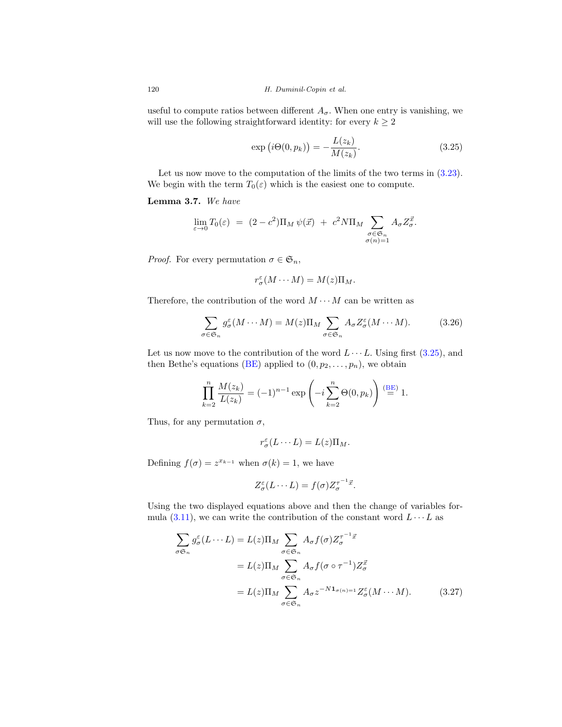useful to compute ratios between different $A_\sigma$. When one entry is vanishing, we will use the following straightforward identity: for every $k \geq 2$

$$\exp\big(i\Theta(0, p_k)\big) = -\frac{L(z_k)}{M(z_k)}. \tag{3.25}$$

Let us now move to the computation of the limits of the two terms in (3.23). We begin with the term $T_0(\varepsilon)$ which is the easiest one to compute.

**Lemma 3.7.** *We have*

$$\lim_{\varepsilon\to 0} T_0(\varepsilon) \;=\; (2-c^2)\Pi_M\,\psi(\vec{x}) \;+\; c^2 N \Pi_M \sum_{\substack{\sigma\in\mathfrak{S}_n\\ \sigma(n)=1}} A_\sigma Z_\sigma^{\vec{x}}.$$

*Proof.* For every permutation $\sigma \in \mathfrak{S}_n$,

$$r_\sigma^\varepsilon(M\cdots M) = M(z)\Pi_M.$$

Therefore, the contribution of the word $M\cdots M$ can be written as

$$\sum_{\sigma\in\mathfrak{S}_n} g_\sigma^\varepsilon(M\cdots M) = M(z)\Pi_M \sum_{\sigma\in\mathfrak{S}_n} A_\sigma Z_\sigma^\varepsilon(M\cdots M). \tag{3.26}$$

Let us now move to the contribution of the word $L\cdots L$. Using first (3.25), and then Bethe's equations (BE) applied to $(0, p_2, \ldots, p_n)$, we obtain

$$\prod_{k=2}^n \frac{M(z_k)}{L(z_k)} = (-1)^{n-1}\exp\left(-i\sum_{k=2}^n \Theta(0,p_k)\right) \overset{\text{(BE)}}{=} 1.$$

Thus, for any permutation $\sigma$,

$$r_\sigma^\varepsilon(L\cdots L) = L(z)\Pi_M.$$

Defining $f(\sigma) = z^{x_{k-1}}$ when $\sigma(k) = 1$, we have

$$Z_\sigma^\varepsilon(L\cdots L) = f(\sigma) Z_\sigma^{\tau^{-1}\vec{x}}.$$

Using the two displayed equations above and then the change of variables formula (3.11), we can write the contribution of the constant word $L\cdots L$ as

$$\begin{aligned}
\sum_{\sigma\mathfrak{S}_n} g_\sigma^\varepsilon(L\cdots L) &= L(z)\Pi_M \sum_{\sigma\in\mathfrak{S}_n} A_\sigma f(\sigma) Z_\sigma^{\tau^{-1}\vec{x}}\\
&= L(z)\Pi_M \sum_{\sigma\in\mathfrak{S}_n} A_\sigma f(\sigma\circ\tau^{-1}) Z_\sigma^{\vec{x}}\\
&= L(z)\Pi_M \sum_{\sigma\in\mathfrak{S}_n} A_\sigma z^{-N\mathbf{1}_{\sigma(n)=1}} Z_\sigma^\varepsilon(M\cdots M).
\end{aligned} \tag{3.27}$$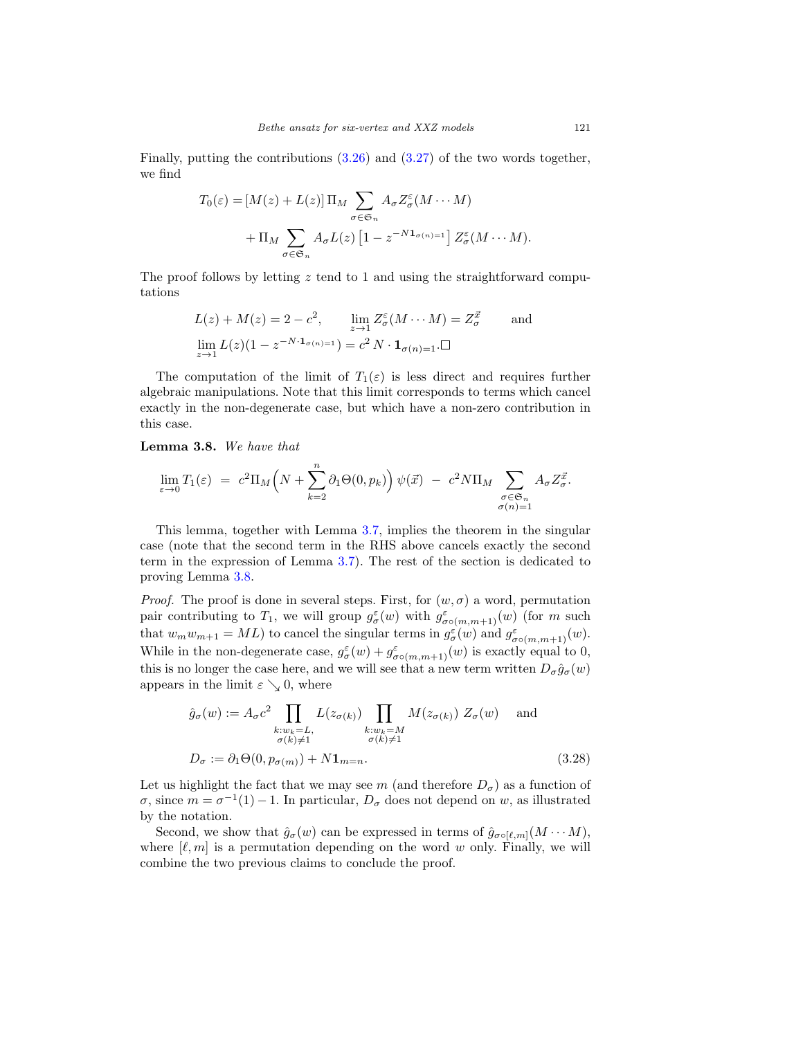Finally, putting the contributions (3.26) and (3.27) of the two words together, we find

$$
\begin{aligned}
T_0(\varepsilon) = &[M(z) + L(z)]\, \Pi_M \sum_{\sigma \in \mathfrak{S}_n} A_\sigma Z^\varepsilon_\sigma(M \cdots M) \\
&+ \Pi_M \sum_{\sigma \in \mathfrak{S}_n} A_\sigma L(z) \left[1 - z^{-N \mathbf{1}_{\sigma(n)=1}}\right] Z^\varepsilon_\sigma(M \cdots M).
\end{aligned}
$$

The proof follows by letting $z$ tend to 1 and using the straightforward computations

$$
\begin{aligned}
&L(z) + M(z) = 2 - c^2, \qquad \lim_{z \to 1} Z^\varepsilon_\sigma(M \cdots M) = Z^{\vec{x}}_\sigma \qquad \text{and} \\
&\lim_{z \to 1} L(z)(1 - z^{-N \cdot \mathbf{1}_{\sigma(n)=1}}) = c^2\, N \cdot \mathbf{1}_{\sigma(n)=1}. \square
\end{aligned}
$$

The computation of the limit of $T_1(\varepsilon)$ is less direct and requires further algebraic manipulations. Note that this limit corresponds to terms which cancel exactly in the non-degenerate case, but which have a non-zero contribution in this case.

**Lemma 3.8.** *We have that*

$$
\lim_{\varepsilon \to 0} T_1(\varepsilon) \;=\; c^2 \Pi_M \Big( N + \sum_{k=2}^{n} \partial_1 \Theta(0, p_k) \Big)\, \psi(\vec{x}) \;-\; c^2 N \Pi_M \sum_{\substack{\sigma \in \mathfrak{S}_n \\ \sigma(n)=1}} A_\sigma Z^{\vec{x}}_\sigma.
$$

This lemma, together with Lemma 3.7, implies the theorem in the singular case (note that the second term in the RHS above cancels exactly the second term in the expression of Lemma 3.7). The rest of the section is dedicated to proving Lemma 3.8.

*Proof.* The proof is done in several steps. First, for $(w, \sigma)$ a word, permutation pair contributing to $T_1$, we will group $g^\varepsilon_\sigma(w)$ with $g^\varepsilon_{\sigma \circ (m,m+1)}(w)$ (for $m$ such that $w_m w_{m+1} = ML$) to cancel the singular terms in $g^\varepsilon_\sigma(w)$ and $g^\varepsilon_{\sigma \circ (m,m+1)}(w)$. While in the non-degenerate case, $g^\varepsilon_\sigma(w) + g^\varepsilon_{\sigma \circ (m,m+1)}(w)$ is exactly equal to 0, this is no longer the case here, and we will see that a new term written $D_\sigma \hat{g}_\sigma(w)$ appears in the limit $\varepsilon \searrow 0$, where

$$
\begin{aligned}
&\hat{g}_\sigma(w) := A_\sigma c^2 \prod_{\substack{k: w_k = L, \\ \sigma(k) \neq 1}} L(z_{\sigma(k)}) \prod_{\substack{k: w_k = M \\ \sigma(k) \neq 1}} M(z_{\sigma(k)})\; Z_\sigma(w) \qquad \text{and} \\
&D_\sigma := \partial_1 \Theta(0, p_{\sigma(m)}) + N \mathbf{1}_{m=n}.
\end{aligned} \tag{3.28}
$$

Let us highlight the fact that we may see $m$ (and therefore $D_\sigma$) as a function of $\sigma$, since $m = \sigma^{-1}(1) - 1$. In particular, $D_\sigma$ does not depend on $w$, as illustrated by the notation.

Second, we show that $\hat{g}_\sigma(w)$ can be expressed in terms of $\hat{g}_{\sigma \circ [\ell, m]}(M \cdots M)$, where $[\ell, m]$ is a permutation depending on the word $w$ only. Finally, we will combine the two previous claims to conclude the proof.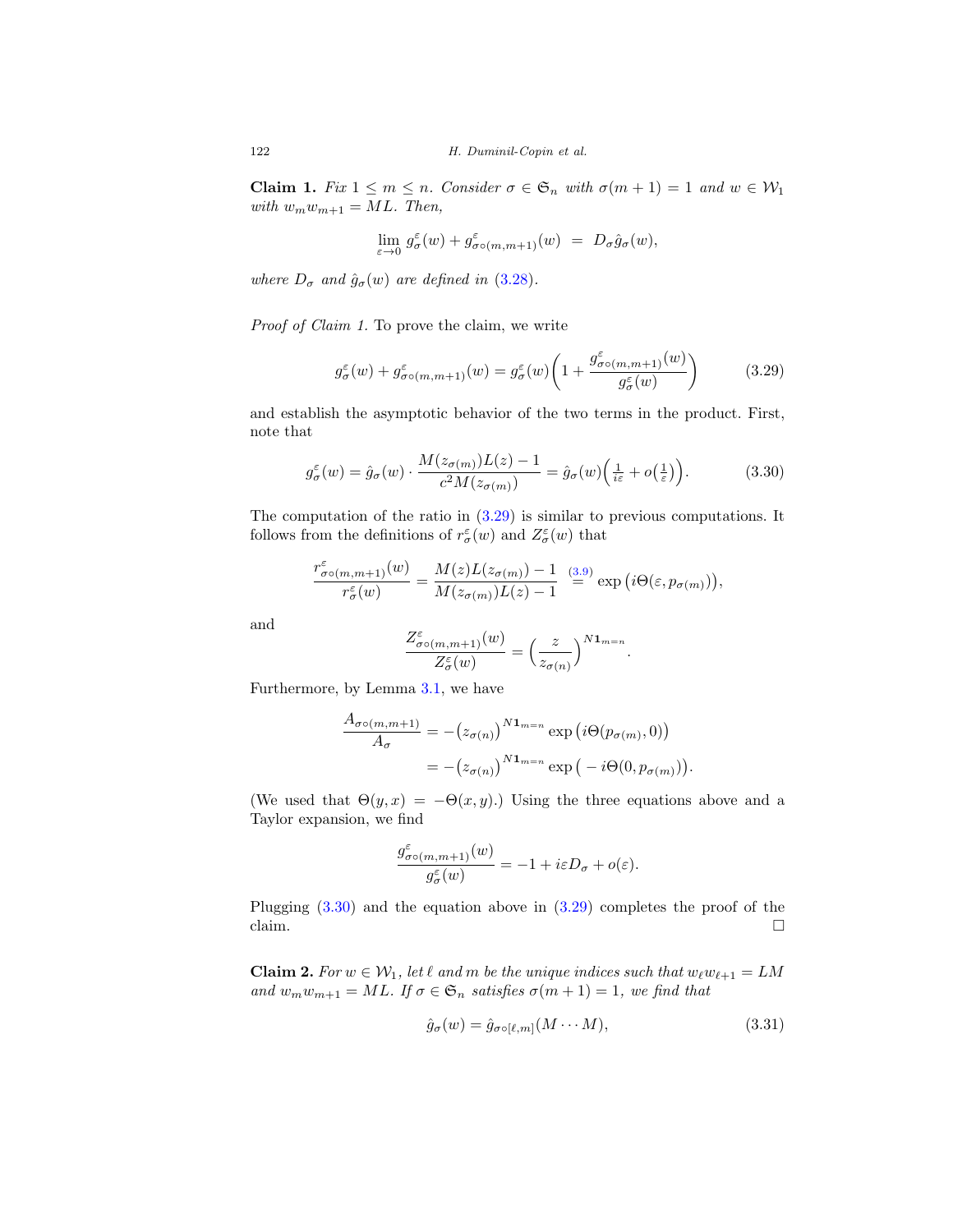**Claim 1.** *Fix $1 \leq m \leq n$. Consider $\sigma \in \mathfrak{S}_n$ with $\sigma(m+1) = 1$ and $w \in \mathcal{W}_1$ with $w_m w_{m+1} = ML$. Then,*

$$\lim_{\varepsilon \to 0} g^{\varepsilon}_{\sigma}(w) + g^{\varepsilon}_{\sigma\circ(m,m+1)}(w) \;=\; D_\sigma \hat{g}_\sigma(w),$$

*where $D_\sigma$ and $\hat{g}_\sigma(w)$ are defined in (3.28).*

*Proof of Claim 1.* To prove the claim, we write

$$g^{\varepsilon}_{\sigma}(w) + g^{\varepsilon}_{\sigma\circ(m,m+1)}(w) = g^{\varepsilon}_{\sigma}(w)\bigg(1 + \frac{g^{\varepsilon}_{\sigma\circ(m,m+1)}(w)}{g^{\varepsilon}_{\sigma}(w)}\bigg) \tag{3.29}$$

and establish the asymptotic behavior of the two terms in the product. First, note that

$$g^{\varepsilon}_{\sigma}(w) = \hat{g}_\sigma(w) \cdot \frac{M(z_{\sigma(m)})L(z) - 1}{c^2 M(z_{\sigma(m)})} = \hat{g}_\sigma(w)\Big(\tfrac{1}{i\varepsilon} + o\big(\tfrac{1}{\varepsilon}\big)\Big). \tag{3.30}$$

The computation of the ratio in (3.29) is similar to previous computations. It follows from the definitions of $r^{\varepsilon}_{\sigma}(w)$ and $Z^{\varepsilon}_{\sigma}(w)$ that

$$\frac{r^{\varepsilon}_{\sigma\circ(m,m+1)}(w)}{r^{\varepsilon}_{\sigma}(w)} = \frac{M(z)L(z_{\sigma(m)}) - 1}{M(z_{\sigma(m)})L(z) - 1} \overset{(3.9)}{=} \exp\big(i\Theta(\varepsilon, p_{\sigma(m)})\big),$$

and

$$\frac{Z^{\varepsilon}_{\sigma\circ(m,m+1)}(w)}{Z^{\varepsilon}_{\sigma}(w)} = \Big(\frac{z}{z_{\sigma(n)}}\Big)^{N\mathbf{1}_{m=n}}.$$

Furthermore, by Lemma 3.1, we have

$$\begin{aligned}
\frac{A_{\sigma\circ(m,m+1)}}{A_\sigma} &= -\big(z_{\sigma(n)}\big)^{N\mathbf{1}_{m=n}} \exp\big(i\Theta(p_{\sigma(m)}, 0)\big) \\
&= -\big(z_{\sigma(n)}\big)^{N\mathbf{1}_{m=n}} \exp\big(-i\Theta(0, p_{\sigma(m)})\big).
\end{aligned}$$

(We used that $\Theta(y, x) = -\Theta(x, y)$.) Using the three equations above and a Taylor expansion, we find

$$\frac{g^{\varepsilon}_{\sigma\circ(m,m+1)}(w)}{g^{\varepsilon}_{\sigma}(w)} = -1 + i\varepsilon D_\sigma + o(\varepsilon).$$

Plugging (3.30) and the equation above in (3.29) completes the proof of the claim. $\square$

**Claim 2.** *For $w \in \mathcal{W}_1$, let $\ell$ and $m$ be the unique indices such that $w_\ell w_{\ell+1} = LM$ and $w_m w_{m+1} = ML$. If $\sigma \in \mathfrak{S}_n$ satisfies $\sigma(m+1) = 1$, we find that*

$$\hat{g}_\sigma(w) = \hat{g}_{\sigma\circ[\ell,m]}(M\cdots M), \tag{3.31}$$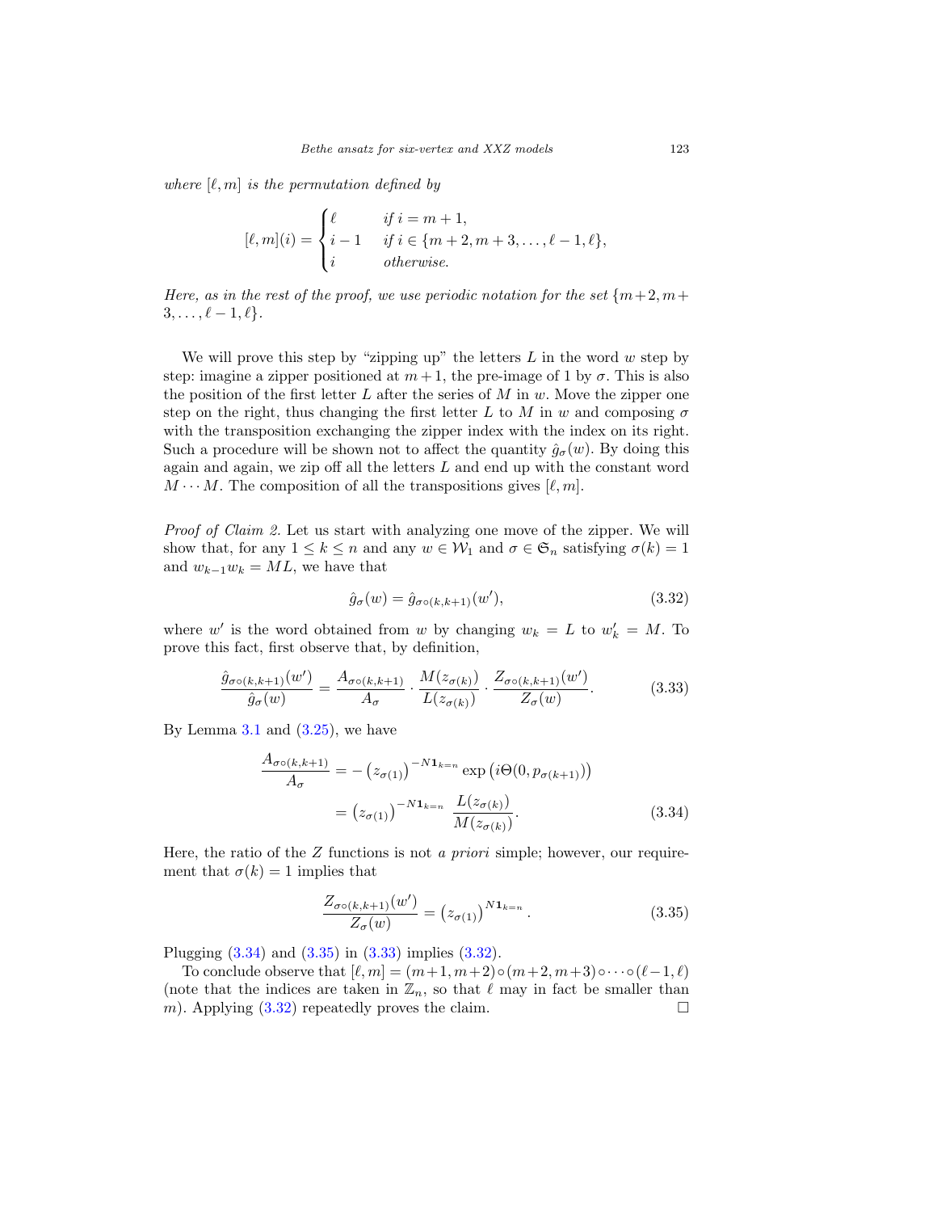*where* $[\ell, m]$ *is the permutation defined by*

$$[\ell,m](i) = \begin{cases} \ell & \text{if } i = m+1, \\ i-1 & \text{if } i \in \{m+2, m+3, \dots, \ell-1, \ell\}, \\ i & \text{otherwise.} \end{cases}$$

*Here, as in the rest of the proof, we use periodic notation for the set* $\{m+2, m+3, \dots, \ell-1, \ell\}$.

We will prove this step by "zipping up" the letters $L$ in the word $w$ step by step: imagine a zipper positioned at $m+1$, the pre-image of 1 by $\sigma$. This is also the position of the first letter $L$ after the series of $M$ in $w$. Move the zipper one step on the right, thus changing the first letter $L$ to $M$ in $w$ and composing $\sigma$ with the transposition exchanging the zipper index with the index on its right. Such a procedure will be shown not to affect the quantity $\hat{g}_\sigma(w)$. By doing this again and again, we zip off all the letters $L$ and end up with the constant word $M \cdots M$. The composition of all the transpositions gives $[\ell, m]$.

*Proof of Claim 2.* Let us start with analyzing one move of the zipper. We will show that, for any $1 \le k \le n$ and any $w \in \mathcal{W}_1$ and $\sigma \in \mathfrak{S}_n$ satisfying $\sigma(k) = 1$ and $w_{k-1}w_k = ML$, we have that

$$\hat{g}_\sigma(w) = \hat{g}_{\sigma\circ(k,k+1)}(w'), \tag{3.32}$$

where $w'$ is the word obtained from $w$ by changing $w_k = L$ to $w'_k = M$. To prove this fact, first observe that, by definition,

$$\frac{\hat{g}_{\sigma\circ(k,k+1)}(w')}{\hat{g}_\sigma(w)} = \frac{A_{\sigma\circ(k,k+1)}}{A_\sigma} \cdot \frac{M(z_{\sigma(k)})}{L(z_{\sigma(k)})} \cdot \frac{Z_{\sigma\circ(k,k+1)}(w')}{Z_\sigma(w)}. \tag{3.33}$$

By Lemma 3.1 and (3.25), we have

$$\begin{aligned} \frac{A_{\sigma\circ(k,k+1)}}{A_\sigma} &= -\left(z_{\sigma(1)}\right)^{-N\mathbf{1}_{k=n}} \exp\left(i\Theta(0, p_{\sigma(k+1)})\right) \\ &= \left(z_{\sigma(1)}\right)^{-N\mathbf{1}_{k=n}} \, \frac{L(z_{\sigma(k)})}{M(z_{\sigma(k)})}. \end{aligned} \tag{3.34}$$

Here, the ratio of the $Z$ functions is not *a priori* simple; however, our requirement that $\sigma(k) = 1$ implies that

$$\frac{Z_{\sigma\circ(k,k+1)}(w')}{Z_\sigma(w)} = \left(z_{\sigma(1)}\right)^{N\mathbf{1}_{k=n}}. \tag{3.35}$$

Plugging (3.34) and (3.35) in (3.33) implies (3.32).

To conclude observe that $[\ell, m] = (m+1, m+2)\circ(m+2, m+3)\circ\cdots\circ(\ell-1, \ell)$ (note that the indices are taken in $\mathbb{Z}_n$, so that $\ell$ may in fact be smaller than $m$). Applying (3.32) repeatedly proves the claim. □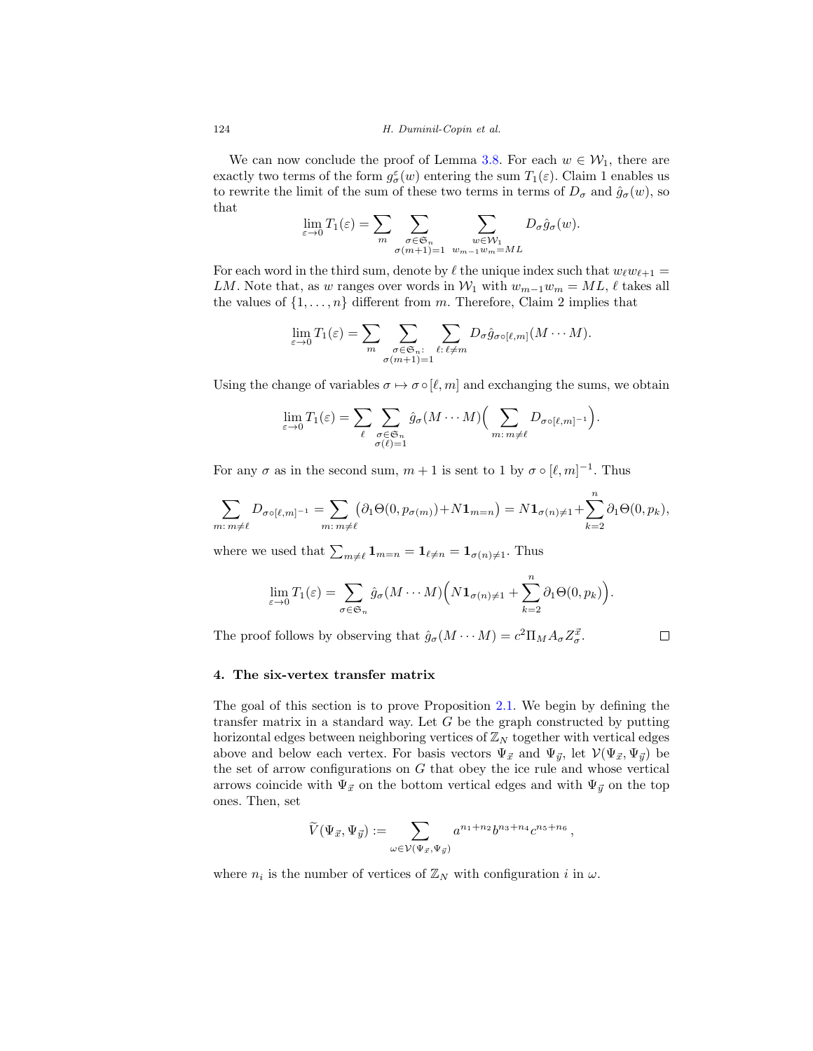We can now conclude the proof of Lemma 3.8. For each $w \in \mathcal{W}_1$, there are exactly two terms of the form $g^\varepsilon_\sigma(w)$ entering the sum $T_1(\varepsilon)$. Claim 1 enables us to rewrite the limit of the sum of these two terms in terms of $D_\sigma$ and $\hat{g}_\sigma(w)$, so that

$$\lim_{\varepsilon\to 0} T_1(\varepsilon) = \sum_m \sum_{\substack{\sigma\in\mathfrak{S}_n\\ \sigma(m+1)=1}} \sum_{\substack{w\in\mathcal{W}_1\\ w_{m-1}w_m=ML}} D_\sigma \hat{g}_\sigma(w).$$

For each word in the third sum, denote by $\ell$ the unique index such that $w_\ell w_{\ell+1} = LM$. Note that, as $w$ ranges over words in $\mathcal{W}_1$ with $w_{m-1}w_m = ML$, $\ell$ takes all the values of $\{1,\dots,n\}$ different from $m$. Therefore, Claim 2 implies that

$$\lim_{\varepsilon\to 0} T_1(\varepsilon) = \sum_m \sum_{\substack{\sigma\in\mathfrak{S}_n:\\ \sigma(m+1)=1}} \sum_{\ell:\,\ell\neq m} D_\sigma \hat{g}_{\sigma\circ[\ell,m]}(M\cdots M).$$

Using the change of variables $\sigma\mapsto\sigma\circ[\ell,m]$ and exchanging the sums, we obtain

$$\lim_{\varepsilon\to 0} T_1(\varepsilon) = \sum_\ell \sum_{\substack{\sigma\in\mathfrak{S}_n\\ \sigma(\ell)=1}} \hat{g}_\sigma(M\cdots M)\Big(\sum_{m:\,m\neq\ell} D_{\sigma\circ[\ell,m]^{-1}}\Big).$$

For any $\sigma$ as in the second sum, $m+1$ is sent to 1 by $\sigma\circ[\ell,m]^{-1}$. Thus

$$\sum_{m:\,m\neq\ell} D_{\sigma\circ[\ell,m]^{-1}} = \sum_{m:\,m\neq\ell} \big(\partial_1\Theta(0,p_{\sigma(m)}) + N\mathbf{1}_{m=n}\big) = N\mathbf{1}_{\sigma(n)\neq 1} + \sum_{k=2}^n \partial_1\Theta(0,p_k),$$

where we used that $\sum_{m\neq\ell}\mathbf{1}_{m=n} = \mathbf{1}_{\ell\neq n} = \mathbf{1}_{\sigma(n)\neq 1}$. Thus

$$\lim_{\varepsilon\to 0} T_1(\varepsilon) = \sum_{\sigma\in\mathfrak{S}_n} \hat{g}_\sigma(M\cdots M)\Big(N\mathbf{1}_{\sigma(n)\neq 1} + \sum_{k=2}^n \partial_1\Theta(0,p_k)\Big).$$

The proof follows by observing that $\hat{g}_\sigma(M\cdots M) = c^2\Pi_M A_\sigma Z^{\vec{x}}_\sigma$. ∎

## 4. The six-vertex transfer matrix

The goal of this section is to prove Proposition 2.1. We begin by defining the transfer matrix in a standard way. Let $G$ be the graph constructed by putting horizontal edges between neighboring vertices of $\mathbb{Z}_N$ together with vertical edges above and below each vertex. For basis vectors $\Psi_{\vec{x}}$ and $\Psi_{\vec{y}}$, let $\mathcal{V}(\Psi_{\vec{x}},\Psi_{\vec{y}})$ be the set of arrow configurations on $G$ that obey the ice rule and whose vertical arrows coincide with $\Psi_{\vec{x}}$ on the bottom vertical edges and with $\Psi_{\vec{y}}$ on the top ones. Then, set

$$\widetilde{V}(\Psi_{\vec{x}},\Psi_{\vec{y}}) := \sum_{\omega\in\mathcal{V}(\Psi_{\vec{x}},\Psi_{\vec{y}})} a^{n_1+n_2} b^{n_3+n_4} c^{n_5+n_6}\,,$$

where $n_i$ is the number of vertices of $\mathbb{Z}_N$ with configuration $i$ in $\omega$.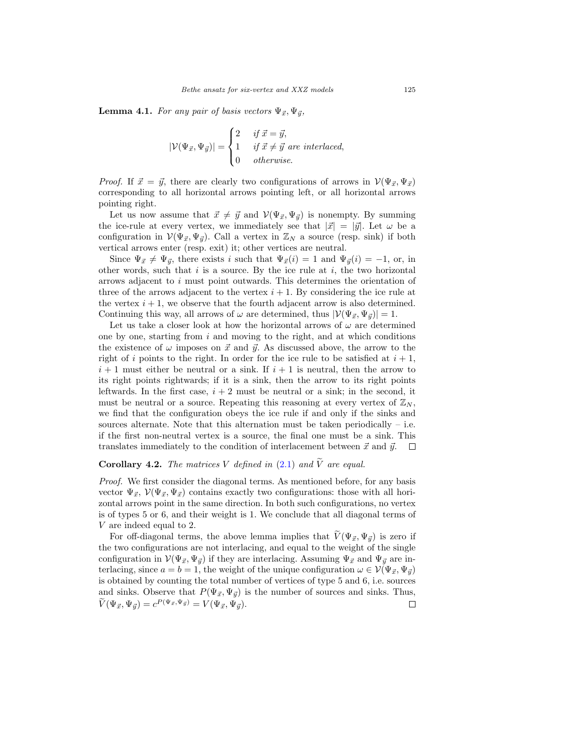**Lemma 4.1.** *For any pair of basis vectors $\Psi_{\vec{x}}, \Psi_{\vec{y}}$,*

$$|\mathcal{V}(\Psi_{\vec{x}}, \Psi_{\vec{y}})| = \begin{cases} 2 & \text{if } \vec{x} = \vec{y}, \\ 1 & \text{if } \vec{x} \neq \vec{y} \text{ are interlaced,} \\ 0 & \text{otherwise.} \end{cases}$$

*Proof.* If $\vec{x} = \vec{y}$, there are clearly two configurations of arrows in $\mathcal{V}(\Psi_{\vec{x}}, \Psi_{\vec{x}})$ corresponding to all horizontal arrows pointing left, or all horizontal arrows pointing right.

Let us now assume that $\vec{x} \neq \vec{y}$ and $\mathcal{V}(\Psi_{\vec{x}}, \Psi_{\vec{y}})$ is nonempty. By summing the ice-rule at every vertex, we immediately see that $|\vec{x}| = |\vec{y}|$. Let $\omega$ be a configuration in $\mathcal{V}(\Psi_{\vec{x}}, \Psi_{\vec{y}})$. Call a vertex in $\mathbb{Z}_N$ a source (resp. sink) if both vertical arrows enter (resp. exit) it; other vertices are neutral.

Since $\Psi_{\vec{x}} \neq \Psi_{\vec{y}}$, there exists $i$ such that $\Psi_{\vec{x}}(i) = 1$ and $\Psi_{\vec{y}}(i) = -1$, or, in other words, such that $i$ is a source. By the ice rule at $i$, the two horizontal arrows adjacent to $i$ must point outwards. This determines the orientation of three of the arrows adjacent to the vertex $i + 1$. By considering the ice rule at the vertex $i + 1$, we observe that the fourth adjacent arrow is also determined. Continuing this way, all arrows of $\omega$ are determined, thus $|\mathcal{V}(\Psi_{\vec{x}}, \Psi_{\vec{y}})| = 1$.

Let us take a closer look at how the horizontal arrows of $\omega$ are determined one by one, starting from $i$ and moving to the right, and at which conditions the existence of $\omega$ imposes on $\vec{x}$ and $\vec{y}$. As discussed above, the arrow to the right of $i$ points to the right. In order for the ice rule to be satisfied at $i + 1$, $i + 1$ must either be neutral or a sink. If $i + 1$ is neutral, then the arrow to its right points rightwards; if it is a sink, then the arrow to its right points leftwards. In the first case, $i + 2$ must be neutral or a sink; in the second, it must be neutral or a source. Repeating this reasoning at every vertex of $\mathbb{Z}_N$, we find that the configuration obeys the ice rule if and only if the sinks and sources alternate. Note that this alternation must be taken periodically – i.e. if the first non-neutral vertex is a source, the final one must be a sink. This translates immediately to the condition of interlacement between $\vec{x}$ and $\vec{y}$. $\square$

**Corollary 4.2.** *The matrices $V$ defined in (2.1) and $\widetilde{V}$ are equal.*

*Proof.* We first consider the diagonal terms. As mentioned before, for any basis vector $\Psi_{\vec{x}}$, $\mathcal{V}(\Psi_{\vec{x}}, \Psi_{\vec{x}})$ contains exactly two configurations: those with all horizontal arrows point in the same direction. In both such configurations, no vertex is of types 5 or 6, and their weight is 1. We conclude that all diagonal terms of $V$ are indeed equal to 2.

For off-diagonal terms, the above lemma implies that $\widetilde{V}(\Psi_{\vec{x}}, \Psi_{\vec{y}})$ is zero if the two configurations are not interlacing, and equal to the weight of the single configuration in $\mathcal{V}(\Psi_{\vec{x}}, \Psi_{\vec{y}})$ if they are interlacing. Assuming $\Psi_{\vec{x}}$ and $\Psi_{\vec{y}}$ are interlacing, since $a = b = 1$, the weight of the unique configuration $\omega \in \mathcal{V}(\Psi_{\vec{x}}, \Psi_{\vec{y}})$ is obtained by counting the total number of vertices of type 5 and 6, i.e. sources and sinks. Observe that $P(\Psi_{\vec{x}}, \Psi_{\vec{y}})$ is the number of sources and sinks. Thus, $\widetilde{V}(\Psi_{\vec{x}}, \Psi_{\vec{y}}) = c^{P(\Psi_{\vec{x}}, \Psi_{\vec{y}})} = V(\Psi_{\vec{x}}, \Psi_{\vec{y}})$. $\square$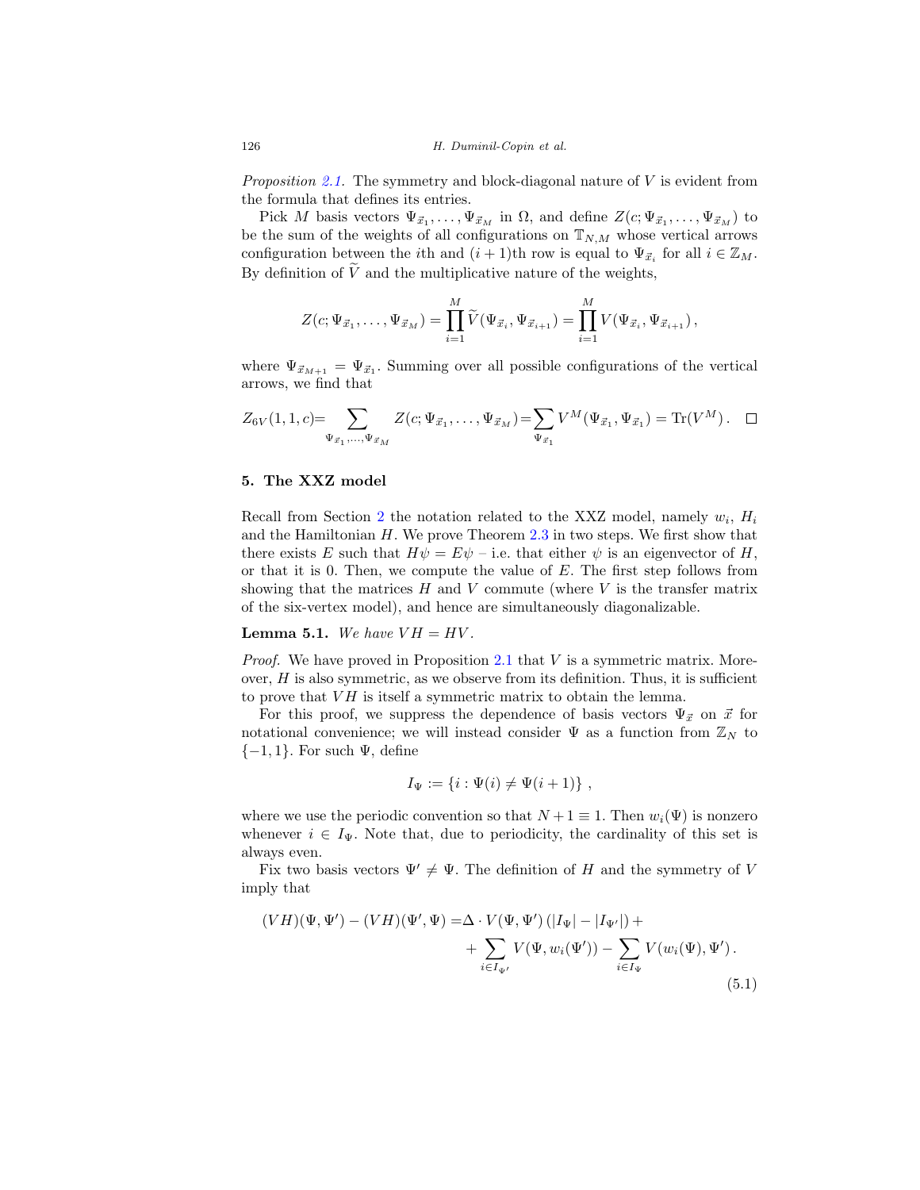*Proposition 2.1.* The symmetry and block-diagonal nature of $V$ is evident from the formula that defines its entries.

Pick $M$ basis vectors $\Psi_{\vec{x}_1}, \dots, \Psi_{\vec{x}_M}$ in $\Omega$, and define $Z(c; \Psi_{\vec{x}_1}, \dots, \Psi_{\vec{x}_M})$ to be the sum of the weights of all configurations on $\mathbb{T}_{N,M}$ whose vertical arrows configuration between the $i$th and $(i+1)$th row is equal to $\Psi_{\vec{x}_i}$ for all $i \in \mathbb{Z}_M$. By definition of $\widetilde{V}$ and the multiplicative nature of the weights,

$$Z(c; \Psi_{\vec{x}_1}, \dots, \Psi_{\vec{x}_M}) = \prod_{i=1}^{M} \widetilde{V}(\Psi_{\vec{x}_i}, \Psi_{\vec{x}_{i+1}}) = \prod_{i=1}^{M} V(\Psi_{\vec{x}_i}, \Psi_{\vec{x}_{i+1}}),$$

where $\Psi_{\vec{x}_{M+1}} = \Psi_{\vec{x}_1}$. Summing over all possible configurations of the vertical arrows, we find that

$$Z_{6V}(1, 1, c) = \sum_{\Psi_{\vec{x}_1}, \dots, \Psi_{\vec{x}_M}} Z(c; \Psi_{\vec{x}_1}, \dots, \Psi_{\vec{x}_M}) = \sum_{\Psi_{\vec{x}_1}} V^M(\Psi_{\vec{x}_1}, \Psi_{\vec{x}_1}) = \mathrm{Tr}(V^M). \quad \square$$

## 5. The XXZ model

Recall from Section 2 the notation related to the XXZ model, namely $w_i$, $H_i$ and the Hamiltonian $H$. We prove Theorem 2.3 in two steps. We first show that there exists $E$ such that $H\psi = E\psi$ – i.e. that either $\psi$ is an eigenvector of $H$, or that it is 0. Then, we compute the value of $E$. The first step follows from showing that the matrices $H$ and $V$ commute (where $V$ is the transfer matrix of the six-vertex model), and hence are simultaneously diagonalizable.

**Lemma 5.1.** *We have $VH = HV$.*

*Proof.* We have proved in Proposition 2.1 that $V$ is a symmetric matrix. Moreover, $H$ is also symmetric, as we observe from its definition. Thus, it is sufficient to prove that $VH$ is itself a symmetric matrix to obtain the lemma.

For this proof, we suppress the dependence of basis vectors $\Psi_{\vec{x}}$ on $\vec{x}$ for notational convenience; we will instead consider $\Psi$ as a function from $\mathbb{Z}_N$ to $\{-1, 1\}$. For such $\Psi$, define

$$I_\Psi := \{i : \Psi(i) \neq \Psi(i+1)\},$$

where we use the periodic convention so that $N + 1 \equiv 1$. Then $w_i(\Psi)$ is nonzero whenever $i \in I_\Psi$. Note that, due to periodicity, the cardinality of this set is always even.

Fix two basis vectors $\Psi' \neq \Psi$. The definition of $H$ and the symmetry of $V$ imply that

$$\begin{aligned}(VH)(\Psi, \Psi') - (VH)(\Psi', \Psi) = & \Delta \cdot V(\Psi, \Psi') \left(|I_\Psi| - |I_{\Psi'}|\right) + \\ & + \sum_{i \in I_{\Psi'}} V(\Psi, w_i(\Psi')) - \sum_{i \in I_\Psi} V(w_i(\Psi), \Psi'). \end{aligned} \tag{5.1}$$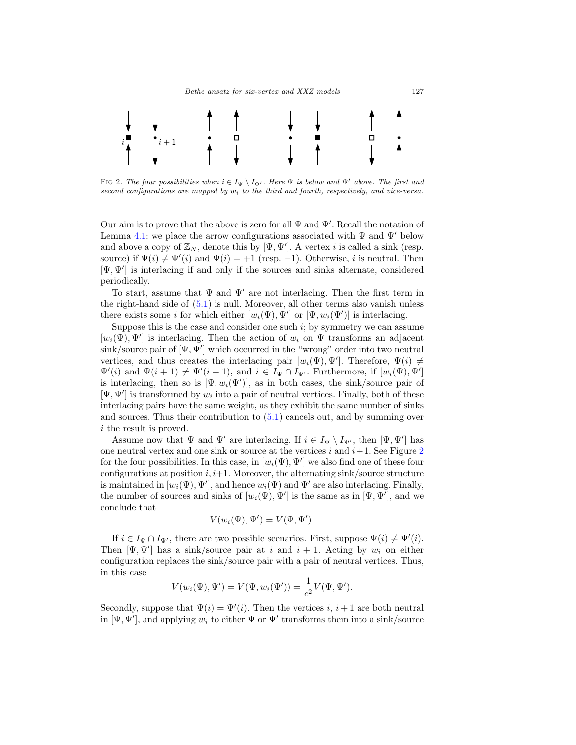FIG 2. *The four possibilities when $i \in I_\Psi \setminus I_{\Psi'}$. Here $\Psi$ is below and $\Psi'$ above. The first and second configurations are mapped by $w_i$ to the third and fourth, respectively, and vice-versa.*

Our aim is to prove that the above is zero for all $\Psi$ and $\Psi'$. Recall the notation of Lemma 4.1: we place the arrow configurations associated with $\Psi$ and $\Psi'$ below and above a copy of $\mathbb{Z}_N$, denote this by $[\Psi, \Psi']$. A vertex $i$ is called a sink (resp. source) if $\Psi(i) \neq \Psi'(i)$ and $\Psi(i) = +1$ (resp. $-1$). Otherwise, $i$ is neutral. Then $[\Psi, \Psi']$ is interlacing if and only if the sources and sinks alternate, considered periodically.

To start, assume that $\Psi$ and $\Psi'$ are not interlacing. Then the first term in the right-hand side of (5.1) is null. Moreover, all other terms also vanish unless there exists some $i$ for which either $[w_i(\Psi), \Psi']$ or $[\Psi, w_i(\Psi')]$ is interlacing.

Suppose this is the case and consider one such $i$; by symmetry we can assume $[w_i(\Psi), \Psi']$ is interlacing. Then the action of $w_i$ on $\Psi$ transforms an adjacent sink/source pair of $[\Psi, \Psi']$ which occurred in the "wrong" order into two neutral vertices, and thus creates the interlacing pair $[w_i(\Psi), \Psi']$. Therefore, $\Psi(i) \neq \Psi'(i)$ and $\Psi(i+1) \neq \Psi'(i+1)$, and $i \in I_\Psi \cap I_{\Psi'}$. Furthermore, if $[w_i(\Psi), \Psi']$ is interlacing, then so is $[\Psi, w_i(\Psi')]$, as in both cases, the sink/source pair of $[\Psi, \Psi']$ is transformed by $w_i$ into a pair of neutral vertices. Finally, both of these interlacing pairs have the same weight, as they exhibit the same number of sinks and sources. Thus their contribution to (5.1) cancels out, and by summing over $i$ the result is proved.

Assume now that $\Psi$ and $\Psi'$ are interlacing. If $i \in I_\Psi \setminus I_{\Psi'}$, then $[\Psi, \Psi']$ has one neutral vertex and one sink or source at the vertices $i$ and $i+1$. See Figure 2 for the four possibilities. In this case, in $[w_i(\Psi), \Psi']$ we also find one of these four configurations at position $i, i+1$. Moreover, the alternating sink/source structure is maintained in $[w_i(\Psi), \Psi']$, and hence $w_i(\Psi)$ and $\Psi'$ are also interlacing. Finally, the number of sources and sinks of $[w_i(\Psi), \Psi']$ is the same as in $[\Psi, \Psi']$, and we conclude that

$$V(w_i(\Psi), \Psi') = V(\Psi, \Psi').$$

If $i \in I_\Psi \cap I_{\Psi'}$, there are two possible scenarios. First, suppose $\Psi(i) \neq \Psi'(i)$. Then $[\Psi, \Psi']$ has a sink/source pair at $i$ and $i+1$. Acting by $w_i$ on either configuration replaces the sink/source pair with a pair of neutral vertices. Thus, in this case

$$V(w_i(\Psi), \Psi') = V(\Psi, w_i(\Psi')) = \frac{1}{c^2} V(\Psi, \Psi').$$

Secondly, suppose that $\Psi(i) = \Psi'(i)$. Then the vertices $i$, $i+1$ are both neutral in $[\Psi, \Psi']$, and applying $w_i$ to either $\Psi$ or $\Psi'$ transforms them into a sink/source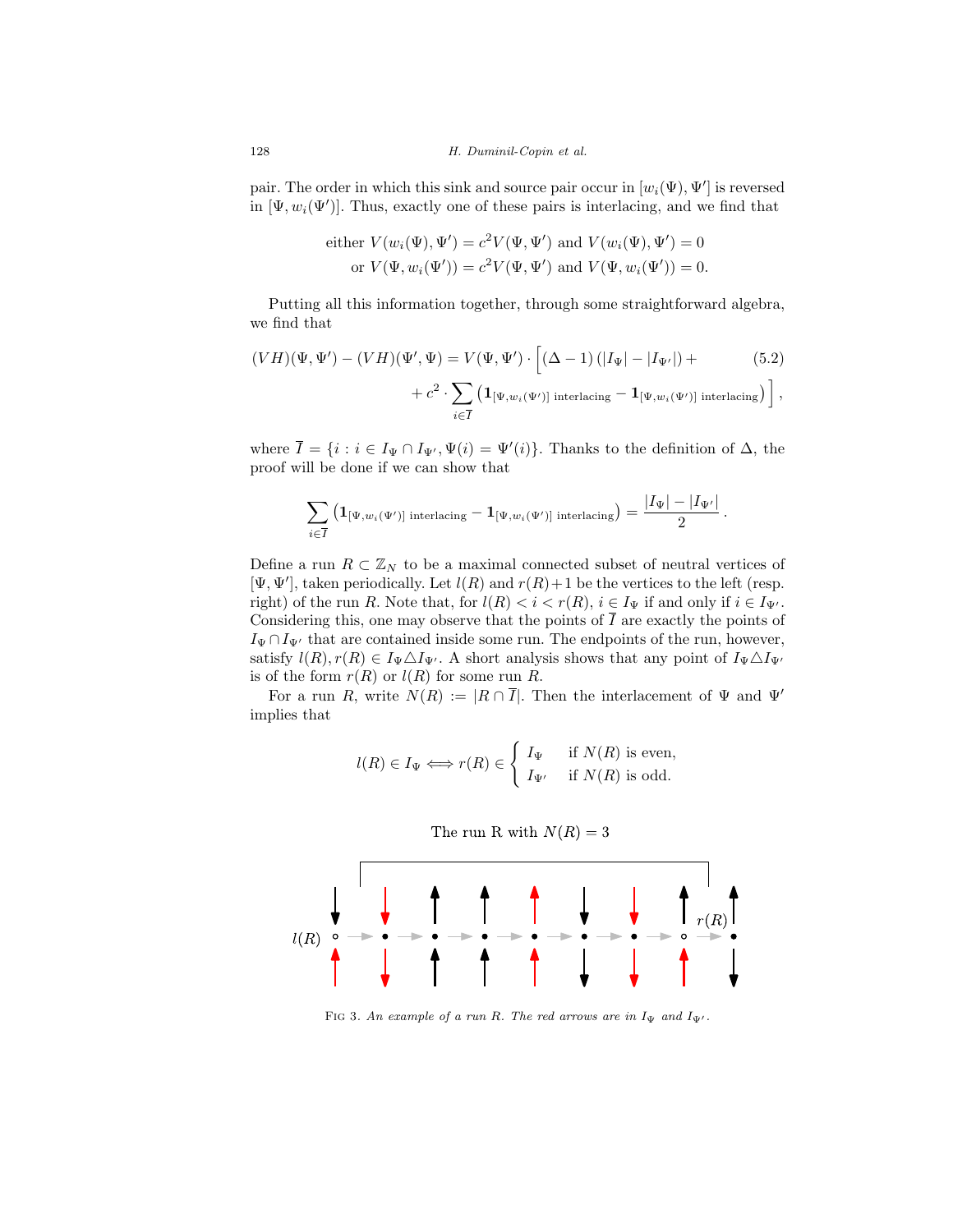pair. The order in which this sink and source pair occur in $[w_i(\Psi), \Psi']$ is reversed in $[\Psi, w_i(\Psi')]$. Thus, exactly one of these pairs is interlacing, and we find that

$$\text{either } V(w_i(\Psi), \Psi') = c^2 V(\Psi, \Psi') \text{ and } V(w_i(\Psi), \Psi') = 0$$
$$\text{or } V(\Psi, w_i(\Psi')) = c^2 V(\Psi, \Psi') \text{ and } V(\Psi, w_i(\Psi')) = 0.$$

Putting all this information together, through some straightforward algebra, we find that

$$(VH)(\Psi, \Psi') - (VH)(\Psi', \Psi) = V(\Psi, \Psi') \cdot \Big[ (\Delta - 1)\left(|I_\Psi| - |I_{\Psi'}|\right) + \\ + c^2 \cdot \sum_{i \in \overline{I}} \left( \mathbf{1}_{[\Psi, w_i(\Psi')] \text{ interlacing}} - \mathbf{1}_{[\Psi, w_i(\Psi')] \text{ interlacing}} \right) \Big], \tag{5.2}$$

where $\overline{I} = \{i : i \in I_\Psi \cap I_{\Psi'}, \Psi(i) = \Psi'(i)\}$. Thanks to the definition of $\Delta$, the proof will be done if we can show that

$$\sum_{i \in \overline{I}} \left( \mathbf{1}_{[\Psi, w_i(\Psi')] \text{ interlacing}} - \mathbf{1}_{[\Psi, w_i(\Psi')] \text{ interlacing}} \right) = \frac{|I_\Psi| - |I_{\Psi'}|}{2}.$$

Define a run $R \subset \mathbb{Z}_N$ to be a maximal connected subset of neutral vertices of $[\Psi, \Psi']$, taken periodically. Let $l(R)$ and $r(R)+1$ be the vertices to the left (resp. right) of the run $R$. Note that, for $l(R) < i < r(R)$, $i \in I_\Psi$ if and only if $i \in I_{\Psi'}$. Considering this, one may observe that the points of $\overline{I}$ are exactly the points of $I_\Psi \cap I_{\Psi'}$ that are contained inside some run. The endpoints of the run, however, satisfy $l(R), r(R) \in I_\Psi \triangle I_{\Psi'}$. A short analysis shows that any point of $I_\Psi \triangle I_{\Psi'}$ is of the form $r(R)$ or $l(R)$ for some run $R$.

For a run $R$, write $N(R) := |R \cap \overline{I}|$. Then the interlacement of $\Psi$ and $\Psi'$ implies that

$$l(R) \in I_\Psi \Longleftrightarrow r(R) \in \begin{cases} I_\Psi & \text{if } N(R) \text{ is even,} \\ I_{\Psi'} & \text{if } N(R) \text{ is odd.} \end{cases}$$

The run R with $N(R) = 3$

FIG 3. *An example of a run $R$. The red arrows are in $I_\Psi$ and $I_{\Psi'}$.*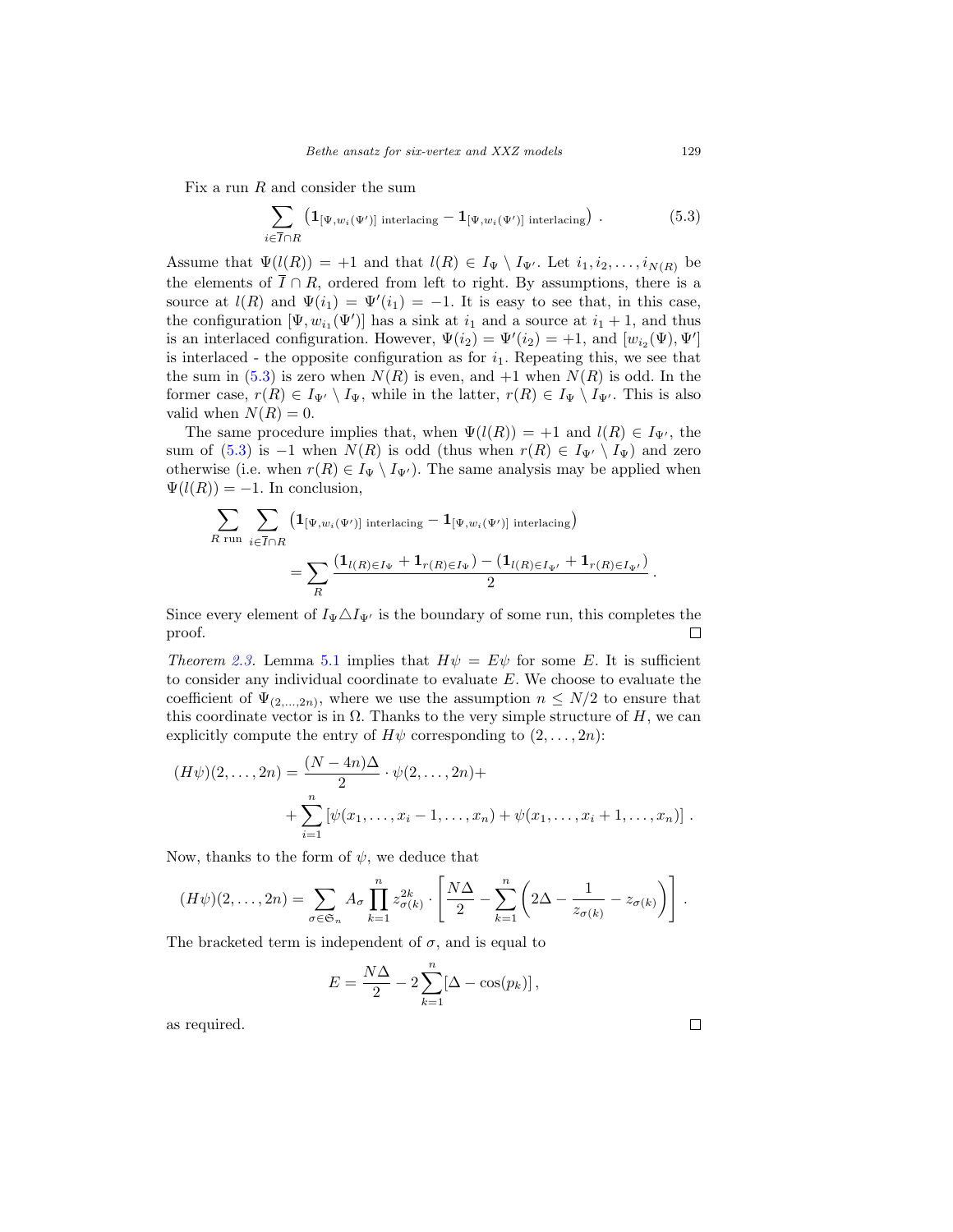Fix a run $R$ and consider the sum

$$\sum_{i \in \overline{I} \cap R} \left( \mathbf{1}_{[\Psi, w_i(\Psi')] \text{ interlacing}} - \mathbf{1}_{[\Psi, w_i(\Psi')] \text{ interlacing}} \right) . \tag{5.3}$$

Assume that $\Psi(l(R)) = +1$ and that $l(R) \in I_\Psi \setminus I_{\Psi'}$. Let $i_1, i_2, \ldots, i_{N(R)}$ be the elements of $\overline{I} \cap R$, ordered from left to right. By assumptions, there is a source at $l(R)$ and $\Psi(i_1) = \Psi'(i_1) = -1$. It is easy to see that, in this case, the configuration $[\Psi, w_{i_1}(\Psi')]$ has a sink at $i_1$ and a source at $i_1 + 1$, and thus is an interlaced configuration. However, $\Psi(i_2) = \Psi'(i_2) = +1$, and $[w_{i_2}(\Psi), \Psi']$ is interlaced - the opposite configuration as for $i_1$. Repeating this, we see that the sum in (5.3) is zero when $N(R)$ is even, and $+1$ when $N(R)$ is odd. In the former case, $r(R) \in I_{\Psi'} \setminus I_\Psi$, while in the latter, $r(R) \in I_\Psi \setminus I_{\Psi'}$. This is also valid when $N(R) = 0$.

The same procedure implies that, when $\Psi(l(R)) = +1$ and $l(R) \in I_{\Psi'}$, the sum of (5.3) is $-1$ when $N(R)$ is odd (thus when $r(R) \in I_{\Psi'} \setminus I_\Psi$) and zero otherwise (i.e. when $r(R) \in I_\Psi \setminus I_{\Psi'}$). The same analysis may be applied when $\Psi(l(R)) = -1$. In conclusion,

$$\sum_{R \text{ run}} \sum_{i \in \overline{I} \cap R} \left( \mathbf{1}_{[\Psi, w_i(\Psi')] \text{ interlacing}} - \mathbf{1}_{[\Psi, w_i(\Psi')] \text{ interlacing}} \right) = \sum_R \frac{(\mathbf{1}_{l(R) \in I_\Psi} + \mathbf{1}_{r(R) \in I_\Psi}) - (\mathbf{1}_{l(R) \in I_{\Psi'}} + \mathbf{1}_{r(R) \in I_{\Psi'}})}{2} .$$

Since every element of $I_\Psi \triangle I_{\Psi'}$ is the boundary of some run, this completes the proof. $\square$

*Theorem 2.3.* Lemma 5.1 implies that $H\psi = E\psi$ for some $E$. It is sufficient to consider any individual coordinate to evaluate $E$. We choose to evaluate the coefficient of $\Psi_{(2,\ldots,2n)}$, where we use the assumption $n \leq N/2$ to ensure that this coordinate vector is in $\Omega$. Thanks to the very simple structure of $H$, we can explicitly compute the entry of $H\psi$ corresponding to $(2, \ldots, 2n)$:

$$(H\psi)(2, \ldots, 2n) = \frac{(N - 4n)\Delta}{2} \cdot \psi(2, \ldots, 2n) + \sum_{i=1}^{n} \left[ \psi(x_1, \ldots, x_i - 1, \ldots, x_n) + \psi(x_1, \ldots, x_i + 1, \ldots, x_n) \right] .$$

Now, thanks to the form of $\psi$, we deduce that

$$(H\psi)(2, \ldots, 2n) = \sum_{\sigma \in \mathfrak{S}_n} A_\sigma \prod_{k=1}^{n} z_{\sigma(k)}^{2k} \cdot \left[ \frac{N\Delta}{2} - \sum_{k=1}^{n} \left( 2\Delta - \frac{1}{z_{\sigma(k)}} - z_{\sigma(k)} \right) \right] .$$

The bracketed term is independent of $\sigma$, and is equal to

$$E = \frac{N\Delta}{2} - 2\sum_{k=1}^{n} [\Delta - \cos(p_k)] ,$$

as required. $\square$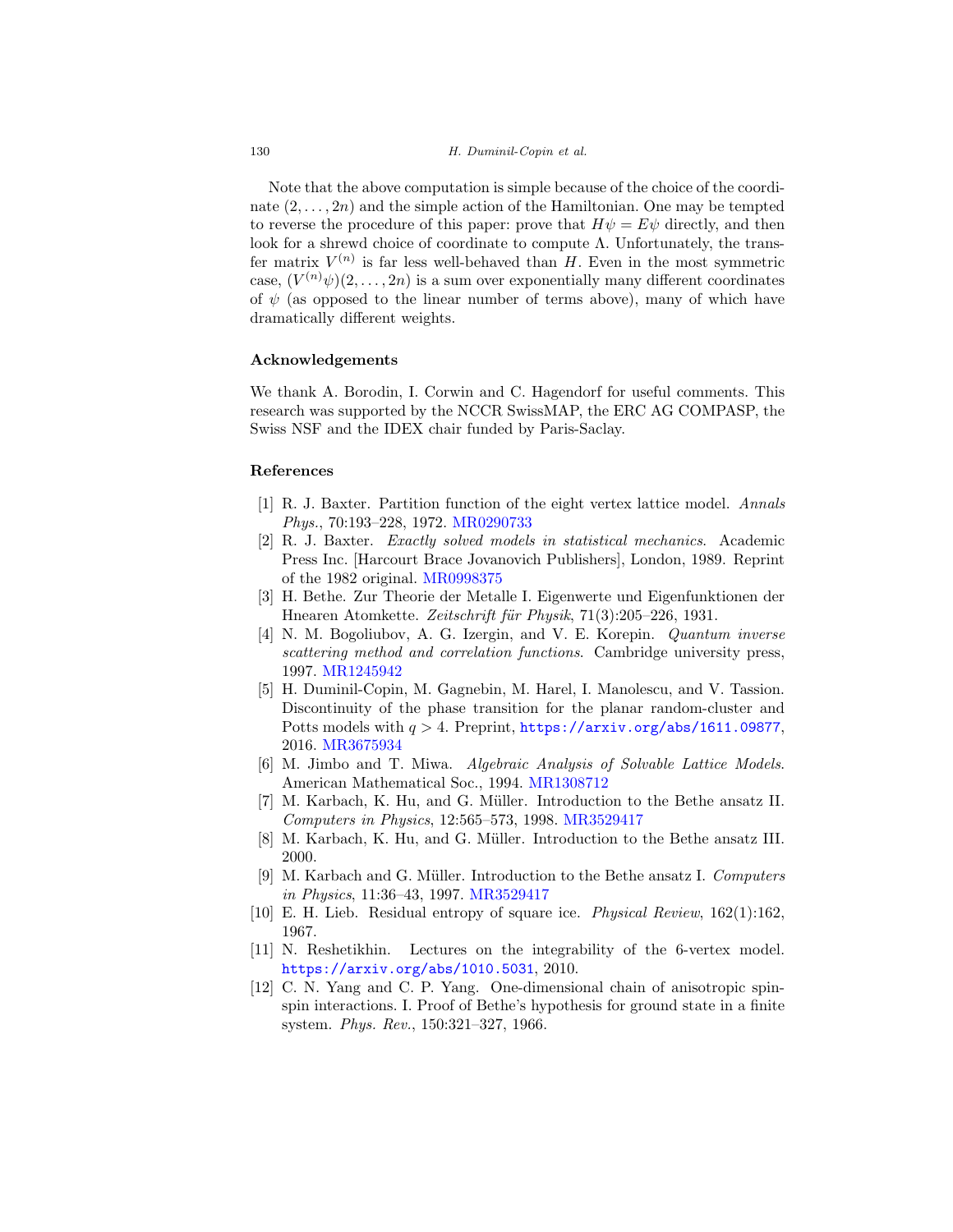Note that the above computation is simple because of the choice of the coordinate $(2, \dots, 2n)$ and the simple action of the Hamiltonian. One may be tempted to reverse the procedure of this paper: prove that $H\psi = E\psi$ directly, and then look for a shrewd choice of coordinate to compute $\Lambda$. Unfortunately, the transfer matrix $V^{(n)}$ is far less well-behaved than $H$. Even in the most symmetric case, $(V^{(n)}\psi)(2, \dots, 2n)$ is a sum over exponentially many different coordinates of $\psi$ (as opposed to the linear number of terms above), many of which have dramatically different weights.

## Acknowledgements

We thank A. Borodin, I. Corwin and C. Hagendorf for useful comments. This research was supported by the NCCR SwissMAP, the ERC AG COMPASP, the Swiss NSF and the IDEX chair funded by Paris-Saclay.

## References

[1] R. J. Baxter. Partition function of the eight vertex lattice model. *Annals Phys.*, 70:193–228, 1972. MR0290733

[2] R. J. Baxter. *Exactly solved models in statistical mechanics*. Academic Press Inc. [Harcourt Brace Jovanovich Publishers], London, 1989. Reprint of the 1982 original. MR0998375

[3] H. Bethe. Zur Theorie der Metalle I. Eigenwerte und Eigenfunktionen der Hnearen Atomkette. *Zeitschrift für Physik*, 71(3):205–226, 1931.

[4] N. M. Bogoliubov, A. G. Izergin, and V. E. Korepin. *Quantum inverse scattering method and correlation functions*. Cambridge university press, 1997. MR1245942

[5] H. Duminil-Copin, M. Gagnebin, M. Harel, I. Manolescu, and V. Tassion. Discontinuity of the phase transition for the planar random-cluster and Potts models with $q > 4$. Preprint, https://arxiv.org/abs/1611.09877, 2016. MR3675934

[6] M. Jimbo and T. Miwa. *Algebraic Analysis of Solvable Lattice Models*. American Mathematical Soc., 1994. MR1308712

[7] M. Karbach, K. Hu, and G. Müller. Introduction to the Bethe ansatz II. *Computers in Physics*, 12:565–573, 1998. MR3529417

[8] M. Karbach, K. Hu, and G. Müller. Introduction to the Bethe ansatz III. 2000.

[9] M. Karbach and G. Müller. Introduction to the Bethe ansatz I. *Computers in Physics*, 11:36–43, 1997. MR3529417

[10] E. H. Lieb. Residual entropy of square ice. *Physical Review*, 162(1):162, 1967.

[11] N. Reshetikhin. Lectures on the integrability of the 6-vertex model. https://arxiv.org/abs/1010.5031, 2010.

[12] C. N. Yang and C. P. Yang. One-dimensional chain of anisotropic spin-spin interactions. I. Proof of Bethe's hypothesis for ground state in a finite system. *Phys. Rev.*, 150:321–327, 1966.